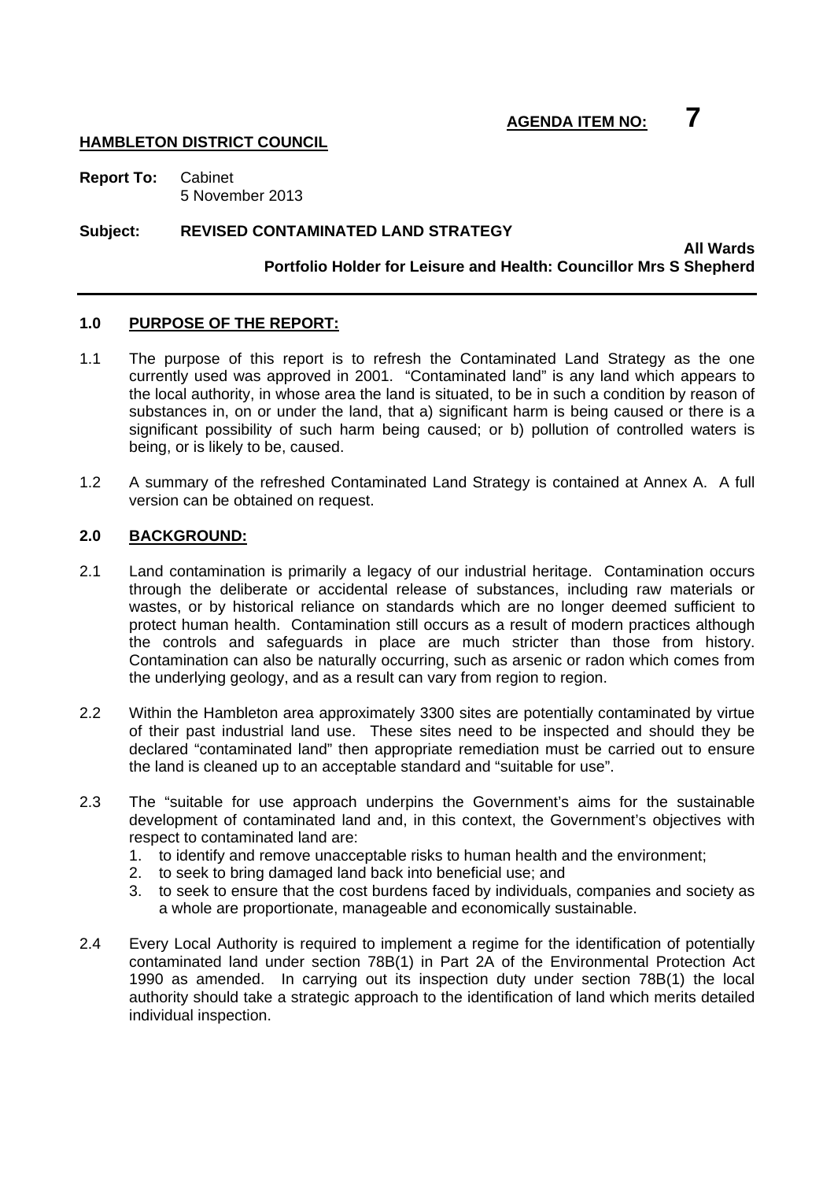**AGENDA ITEM NO: 7**

**HAMBLETON DISTRICT COUNCIL**

**Report To:** Cabinet
5 November 2013

**Subject: REVISED CONTAMINATED LAND STRATEGY**

**All Wards**
**Portfolio Holder for Leisure and Health: Councillor Mrs S Shepherd**

---

## 1.0 PURPOSE OF THE REPORT:

1.1 The purpose of this report is to refresh the Contaminated Land Strategy as the one currently used was approved in 2001. "Contaminated land" is any land which appears to the local authority, in whose area the land is situated, to be in such a condition by reason of substances in, on or under the land, that a) significant harm is being caused or there is a significant possibility of such harm being caused; or b) pollution of controlled waters is being, or is likely to be, caused.

1.2 A summary of the refreshed Contaminated Land Strategy is contained at Annex A. A full version can be obtained on request.

## 2.0 BACKGROUND:

2.1 Land contamination is primarily a legacy of our industrial heritage. Contamination occurs through the deliberate or accidental release of substances, including raw materials or wastes, or by historical reliance on standards which are no longer deemed sufficient to protect human health. Contamination still occurs as a result of modern practices although the controls and safeguards in place are much stricter than those from history. Contamination can also be naturally occurring, such as arsenic or radon which comes from the underlying geology, and as a result can vary from region to region.

2.2 Within the Hambleton area approximately 3300 sites are potentially contaminated by virtue of their past industrial land use. These sites need to be inspected and should they be declared "contaminated land" then appropriate remediation must be carried out to ensure the land is cleaned up to an acceptable standard and "suitable for use".

2.3 The "suitable for use approach underpins the Government's aims for the sustainable development of contaminated land and, in this context, the Government's objectives with respect to contaminated land are:
   1. to identify and remove unacceptable risks to human health and the environment;
   2. to seek to bring damaged land back into beneficial use; and
   3. to seek to ensure that the cost burdens faced by individuals, companies and society as a whole are proportionate, manageable and economically sustainable.

2.4 Every Local Authority is required to implement a regime for the identification of potentially contaminated land under section 78B(1) in Part 2A of the Environmental Protection Act 1990 as amended. In carrying out its inspection duty under section 78B(1) the local authority should take a strategic approach to the identification of land which merits detailed individual inspection.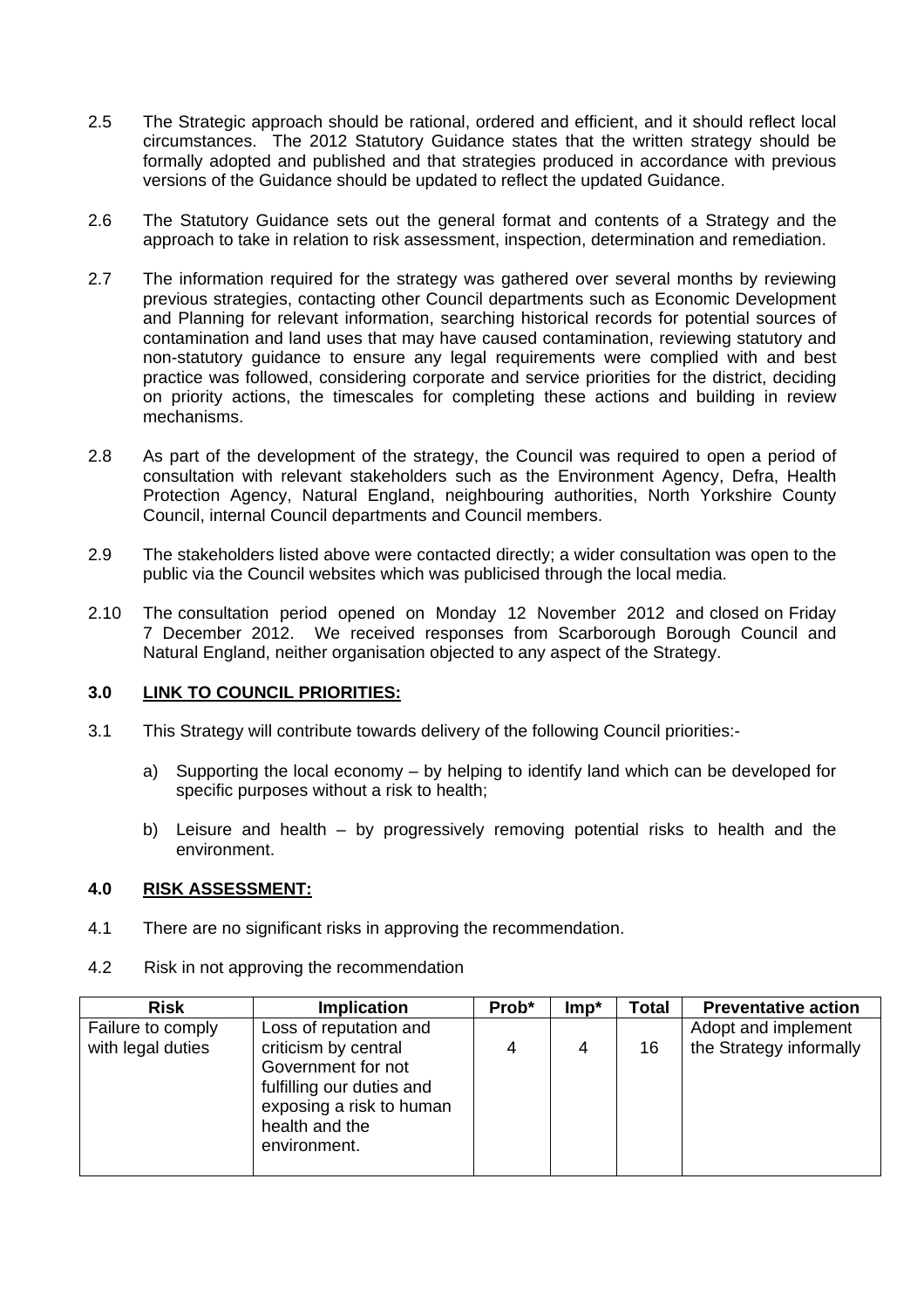2.5 The Strategic approach should be rational, ordered and efficient, and it should reflect local circumstances. The 2012 Statutory Guidance states that the written strategy should be formally adopted and published and that strategies produced in accordance with previous versions of the Guidance should be updated to reflect the updated Guidance.

2.6 The Statutory Guidance sets out the general format and contents of a Strategy and the approach to take in relation to risk assessment, inspection, determination and remediation.

2.7 The information required for the strategy was gathered over several months by reviewing previous strategies, contacting other Council departments such as Economic Development and Planning for relevant information, searching historical records for potential sources of contamination and land uses that may have caused contamination, reviewing statutory and non-statutory guidance to ensure any legal requirements were complied with and best practice was followed, considering corporate and service priorities for the district, deciding on priority actions, the timescales for completing these actions and building in review mechanisms.

2.8 As part of the development of the strategy, the Council was required to open a period of consultation with relevant stakeholders such as the Environment Agency, Defra, Health Protection Agency, Natural England, neighbouring authorities, North Yorkshire County Council, internal Council departments and Council members.

2.9 The stakeholders listed above were contacted directly; a wider consultation was open to the public via the Council websites which was publicised through the local media.

2.10 The consultation period opened on Monday 12 November 2012 and closed on Friday 7 December 2012. We received responses from Scarborough Borough Council and Natural England, neither organisation objected to any aspect of the Strategy.

### 3.0 LINK TO COUNCIL PRIORITIES:

3.1 This Strategy will contribute towards delivery of the following Council priorities:-

a) Supporting the local economy – by helping to identify land which can be developed for specific purposes without a risk to health;

b) Leisure and health – by progressively removing potential risks to health and the environment.

### 4.0 RISK ASSESSMENT:

4.1 There are no significant risks in approving the recommendation.

4.2 Risk in not approving the recommendation

| Risk | Implication | Prob* | Imp* | Total | Preventative action |
|---|---|---|---|---|---|
| Failure to comply with legal duties | Loss of reputation and criticism by central Government for not fulfilling our duties and exposing a risk to human health and the environment. | 4 | 4 | 16 | Adopt and implement the Strategy informally |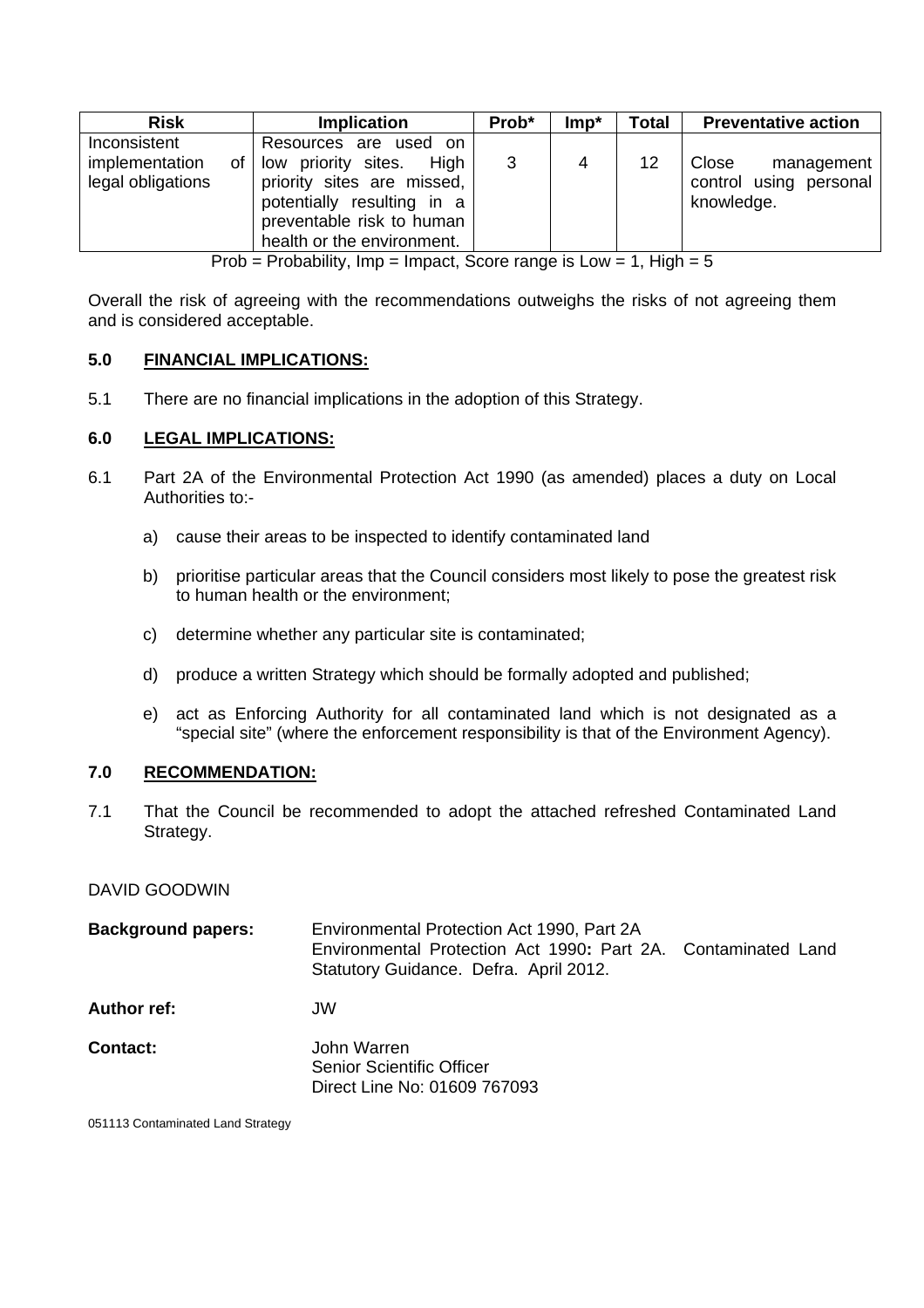| Risk | Implication | Prob* | Imp* | Total | Preventative action |
|---|---|---|---|---|---|
| Inconsistent implementation of legal obligations | Resources are used on low priority sites. High priority sites are missed, potentially resulting in a preventable risk to human health or the environment. | 3 | 4 | 12 | Close management control using personal knowledge. |

Prob = Probability, Imp = Impact, Score range is Low = 1, High = 5

Overall the risk of agreeing with the recommendations outweighs the risks of not agreeing them and is considered acceptable.

## 5.0 FINANCIAL IMPLICATIONS:

5.1 There are no financial implications in the adoption of this Strategy.

## 6.0 LEGAL IMPLICATIONS:

6.1 Part 2A of the Environmental Protection Act 1990 (as amended) places a duty on Local Authorities to:-

a) cause their areas to be inspected to identify contaminated land

b) prioritise particular areas that the Council considers most likely to pose the greatest risk to human health or the environment;

c) determine whether any particular site is contaminated;

d) produce a written Strategy which should be formally adopted and published;

e) act as Enforcing Authority for all contaminated land which is not designated as a "special site" (where the enforcement responsibility is that of the Environment Agency).

## 7.0 RECOMMENDATION:

7.1 That the Council be recommended to adopt the attached refreshed Contaminated Land Strategy.

DAVID GOODWIN

**Background papers:** Environmental Protection Act 1990, Part 2A
Environmental Protection Act 1990**:** Part 2A. Contaminated Land Statutory Guidance. Defra. April 2012.

**Author ref:** JW

**Contact:** John Warren
Senior Scientific Officer
Direct Line No: 01609 767093

051113 Contaminated Land Strategy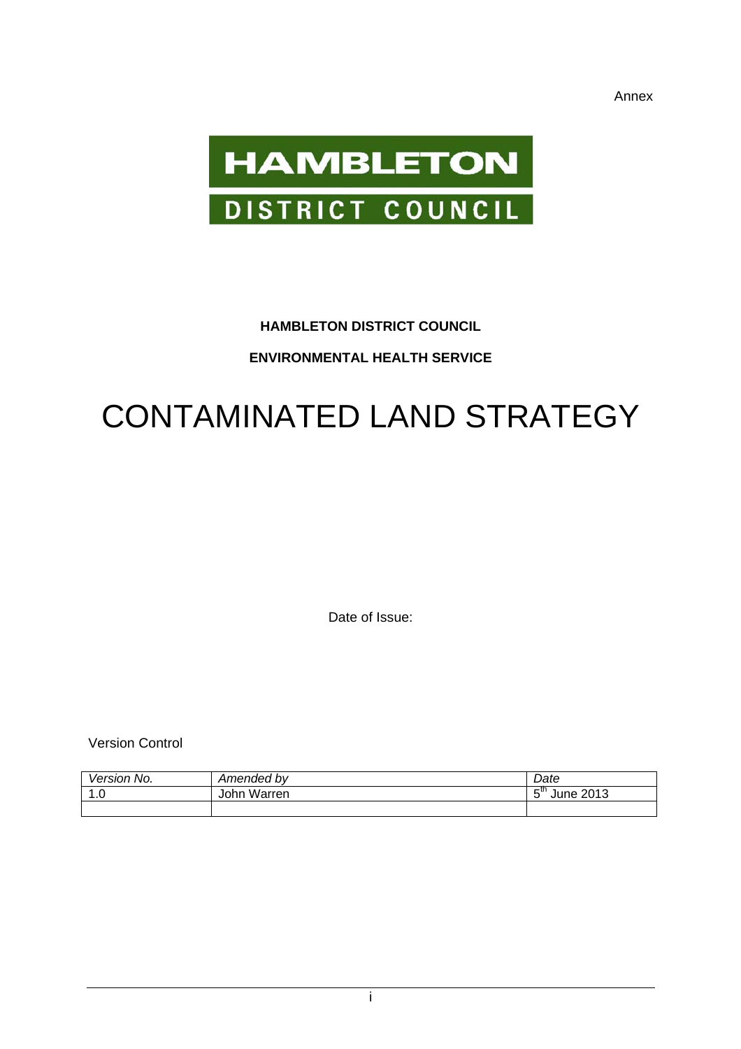Annex

HAMBLETON

DISTRICT COUNCIL

**HAMBLETON DISTRICT COUNCIL**

**ENVIRONMENTAL HEALTH SERVICE**

# CONTAMINATED LAND STRATEGY

Date of Issue:

Version Control

| *Version No.* | *Amended by* | *Date* |
|---|---|---|
| 1.0 | John Warren | 5th June 2013 |
| | | |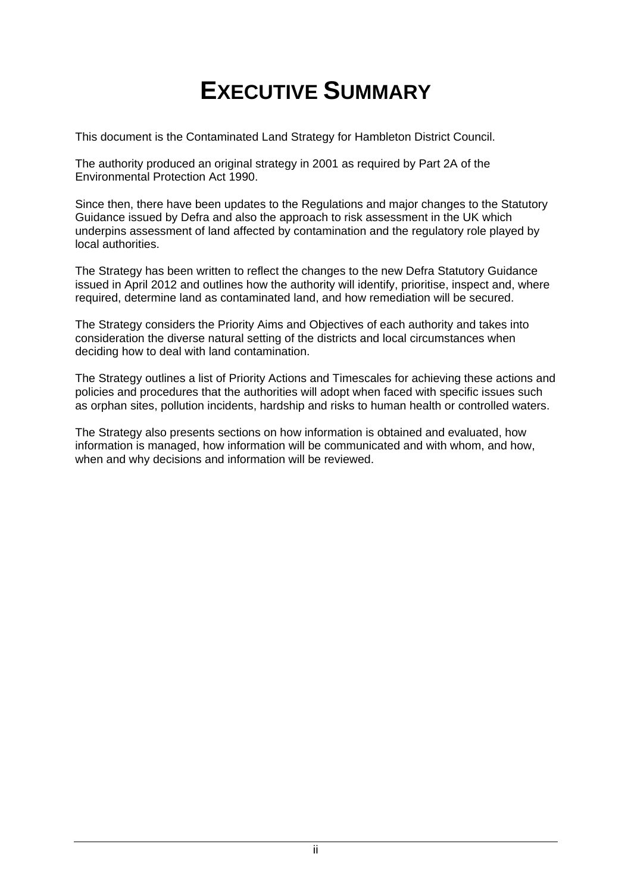# EXECUTIVE SUMMARY

This document is the Contaminated Land Strategy for Hambleton District Council.

The authority produced an original strategy in 2001 as required by Part 2A of the Environmental Protection Act 1990.

Since then, there have been updates to the Regulations and major changes to the Statutory Guidance issued by Defra and also the approach to risk assessment in the UK which underpins assessment of land affected by contamination and the regulatory role played by local authorities.

The Strategy has been written to reflect the changes to the new Defra Statutory Guidance issued in April 2012 and outlines how the authority will identify, prioritise, inspect and, where required, determine land as contaminated land, and how remediation will be secured.

The Strategy considers the Priority Aims and Objectives of each authority and takes into consideration the diverse natural setting of the districts and local circumstances when deciding how to deal with land contamination.

The Strategy outlines a list of Priority Actions and Timescales for achieving these actions and policies and procedures that the authorities will adopt when faced with specific issues such as orphan sites, pollution incidents, hardship and risks to human health or controlled waters.

The Strategy also presents sections on how information is obtained and evaluated, how information is managed, how information will be communicated and with whom, and how, when and why decisions and information will be reviewed.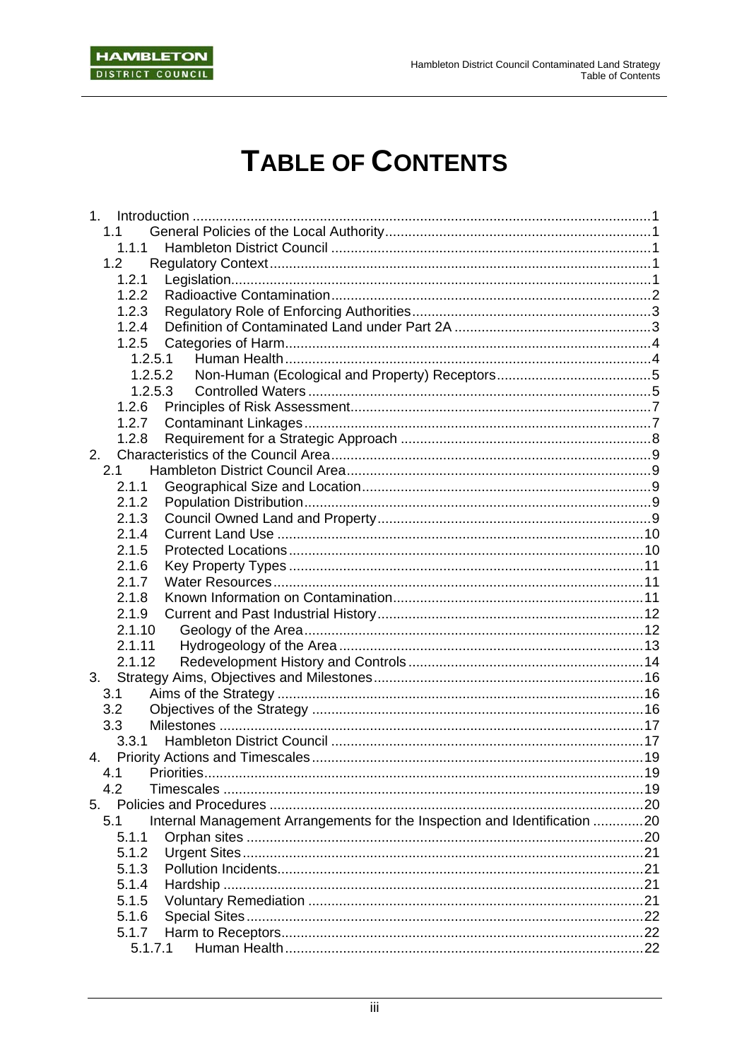# TABLE OF CONTENTS

1. Introduction ....................................................................................................................1
   1.1 General Policies of the Local Authority....................................................................1
      1.1.1 Hambleton District Council ..................................................................................1
   1.2 Regulatory Context..................................................................................................1
      1.2.1 Legislation............................................................................................................1
      1.2.2 Radioactive Contamination..................................................................................2
      1.2.3 Regulatory Role of Enforcing Authorities.............................................................3
      1.2.4 Definition of Contaminated Land under Part 2A ..................................................3
      1.2.5 Categories of Harm..............................................................................................4
         1.2.5.1 Human Health..............................................................................................4
         1.2.5.2 Non-Human (Ecological and Property) Receptors........................................5
         1.2.5.3 Controlled Waters ........................................................................................5
      1.2.6 Principles of Risk Assessment.............................................................................7
      1.2.7 Contaminant Linkages.........................................................................................7
      1.2.8 Requirement for a Strategic Approach ................................................................8
2. Characteristics of the Council Area..................................................................................9
   2.1 Hambleton District Council Area..............................................................................9
      2.1.1 Geographical Size and Location..........................................................................9
      2.1.2 Population Distribution.........................................................................................9
      2.1.3 Council Owned Land and Property......................................................................9
      2.1.4 Current Land Use ..............................................................................................10
      2.1.5 Protected Locations...........................................................................................10
      2.1.6 Key Property Types ...........................................................................................11
      2.1.7 Water Resources...............................................................................................11
      2.1.8 Known Information on Contamination................................................................11
      2.1.9 Current and Past Industrial History....................................................................12
      2.1.10 Geology of the Area.......................................................................................12
      2.1.11 Hydrogeology of the Area..............................................................................13
      2.1.12 Redevelopment History and Controls............................................................14
3. Strategy Aims, Objectives and Milestones.....................................................................16
   3.1 Aims of the Strategy ..............................................................................................16
   3.2 Objectives of the Strategy .....................................................................................16
   3.3 Milestones .............................................................................................................17
      3.3.1 Hambleton District Council ................................................................................17
4. Priority Actions and Timescales.....................................................................................19
   4.1 Priorities................................................................................................................19
   4.2 Timescales ............................................................................................................19
5. Policies and Procedures ................................................................................................20
   5.1 Internal Management Arrangements for the Inspection and Identification .............20
      5.1.1 Orphan sites ......................................................................................................20
      5.1.2 Urgent Sites.......................................................................................................21
      5.1.3 Pollution Incidents..............................................................................................21
      5.1.4 Hardship ............................................................................................................21
      5.1.5 Voluntary Remediation ......................................................................................21
      5.1.6 Special Sites......................................................................................................22
      5.1.7 Harm to Receptors.............................................................................................22
         5.1.7.1 Human Health............................................................................................22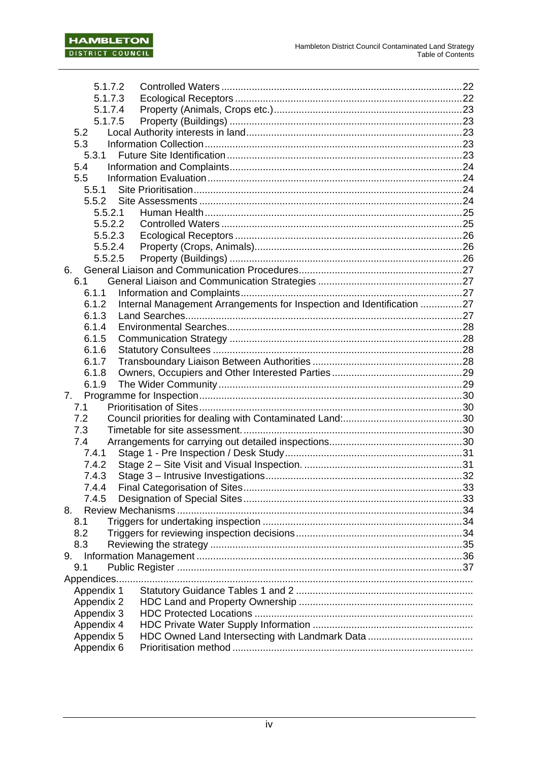5.1.7.2 Controlled Waters ......................................................................................22
5.1.7.3 Ecological Receptors .................................................................................22
5.1.7.4 Property (Animals, Crops etc.)....................................................................23
5.1.7.5 Property (Buildings) ....................................................................................23
5.2 Local Authority interests in land.............................................................................23
5.3 Information Collection............................................................................................23
5.3.1 Future Site Identification ....................................................................................23
5.4 Information and Complaints...................................................................................24
5.5 Information Evaluation...........................................................................................24
5.5.1 Site Prioritisation................................................................................................24
5.5.2 Site Assessments ..............................................................................................24
5.5.2.1 Human Health............................................................................................25
5.5.2.2 Controlled Waters ......................................................................................25
5.5.2.3 Ecological Receptors .................................................................................26
5.5.2.4 Property (Crops, Animals)..........................................................................26
5.5.2.5 Property (Buildings) ...................................................................................26
6. General Liaison and Communication Procedures..........................................................27
6.1 General Liaison and Communication Strategies ....................................................27
6.1.1 Information and Complaints...............................................................................27
6.1.2 Internal Management Arrangements for Inspection and Identification ...............27
6.1.3 Land Searches...................................................................................................27
6.1.4 Environmental Searches....................................................................................28
6.1.5 Communication Strategy ...................................................................................28
6.1.6 Statutory Consultees .........................................................................................28
6.1.7 Transboundary Liaison Between Authorities .....................................................28
6.1.8 Owners, Occupiers and Other Interested Parties...............................................29
6.1.9 The Wider Community .......................................................................................29
7. Programme for Inspection..............................................................................................30
7.1 Prioritisation of Sites..............................................................................................30
7.2 Council priorities for dealing with Contaminated Land:...........................................30
7.3 Timetable for site assessment...............................................................................30
7.4 Arrangements for carrying out detailed inspections................................................30
7.4.1 Stage 1 - Pre Inspection / Desk Study................................................................31
7.4.2 Stage 2 – Site Visit and Visual Inspection. .........................................................31
7.4.3 Stage 3 – Intrusive Investigations......................................................................32
7.4.4 Final Categorisation of Sites..............................................................................33
7.4.5 Designation of Special Sites..............................................................................33
8. Review Mechanisms ......................................................................................................34
8.1 Triggers for undertaking inspection .......................................................................34
8.2 Triggers for reviewing inspection decisions............................................................34
8.3 Reviewing the strategy ..........................................................................................35
9. Information Management ...............................................................................................36
9.1 Public Register ......................................................................................................37
Appendices...............................................................................................................................
Appendix 1 Statutory Guidance Tables 1 and 2 ................................................................
Appendix 2 HDC Land and Property Ownership ...............................................................
Appendix 3 HDC Protected Locations ..............................................................................
Appendix 4 HDC Private Water Supply Information .........................................................
Appendix 5 HDC Owned Land Intersecting with Landmark Data ......................................
Appendix 6 Prioritisation method .....................................................................................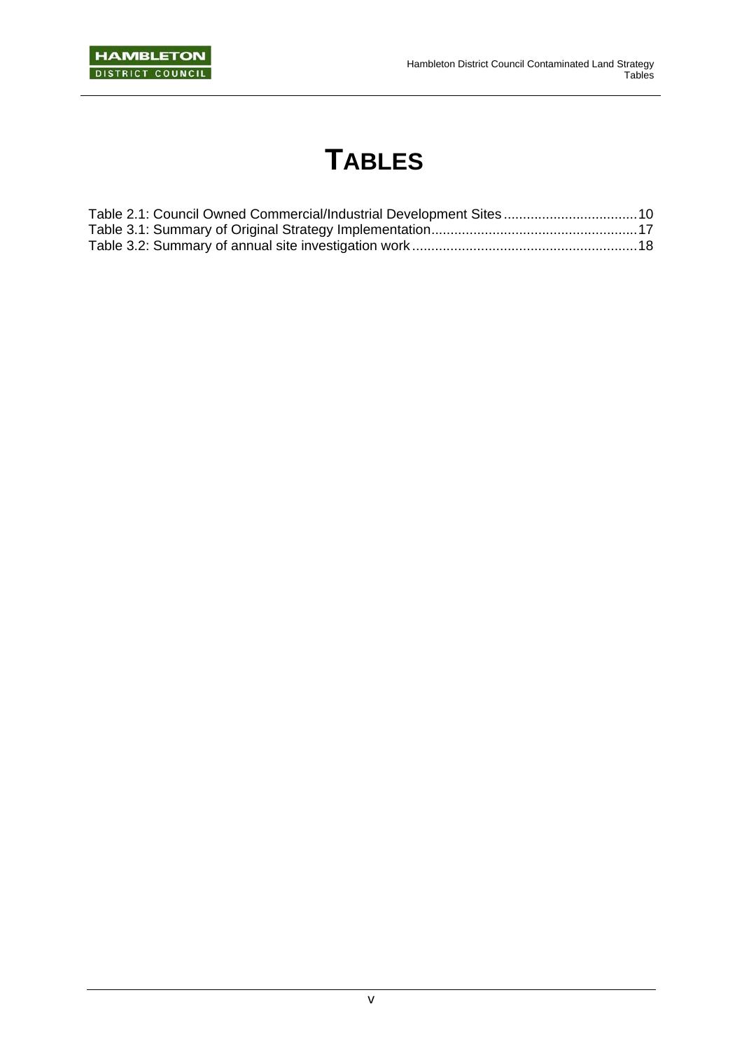# TABLES

Table 2.1: Council Owned Commercial/Industrial Development Sites .................................. 10
Table 3.1: Summary of Original Strategy Implementation..................................................... 17
Table 3.2: Summary of annual site investigation work .......................................................... 18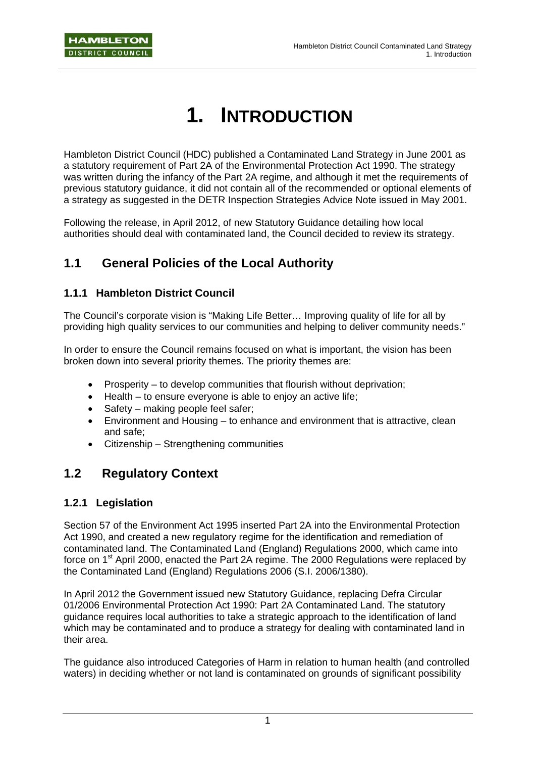# 1. INTRODUCTION

Hambleton District Council (HDC) published a Contaminated Land Strategy in June 2001 as a statutory requirement of Part 2A of the Environmental Protection Act 1990. The strategy was written during the infancy of the Part 2A regime, and although it met the requirements of previous statutory guidance, it did not contain all of the recommended or optional elements of a strategy as suggested in the DETR Inspection Strategies Advice Note issued in May 2001.

Following the release, in April 2012, of new Statutory Guidance detailing how local authorities should deal with contaminated land, the Council decided to review its strategy.

## 1.1 General Policies of the Local Authority

### 1.1.1 Hambleton District Council

The Council's corporate vision is "Making Life Better… Improving quality of life for all by providing high quality services to our communities and helping to deliver community needs."

In order to ensure the Council remains focused on what is important, the vision has been broken down into several priority themes. The priority themes are:

- Prosperity – to develop communities that flourish without deprivation;
- Health – to ensure everyone is able to enjoy an active life;
- Safety – making people feel safer;
- Environment and Housing – to enhance and environment that is attractive, clean and safe;
- Citizenship – Strengthening communities

## 1.2 Regulatory Context

### 1.2.1 Legislation

Section 57 of the Environment Act 1995 inserted Part 2A into the Environmental Protection Act 1990, and created a new regulatory regime for the identification and remediation of contaminated land. The Contaminated Land (England) Regulations 2000, which came into force on 1st April 2000, enacted the Part 2A regime. The 2000 Regulations were replaced by the Contaminated Land (England) Regulations 2006 (S.I. 2006/1380).

In April 2012 the Government issued new Statutory Guidance, replacing Defra Circular 01/2006 Environmental Protection Act 1990: Part 2A Contaminated Land. The statutory guidance requires local authorities to take a strategic approach to the identification of land which may be contaminated and to produce a strategy for dealing with contaminated land in their area.

The guidance also introduced Categories of Harm in relation to human health (and controlled waters) in deciding whether or not land is contaminated on grounds of significant possibility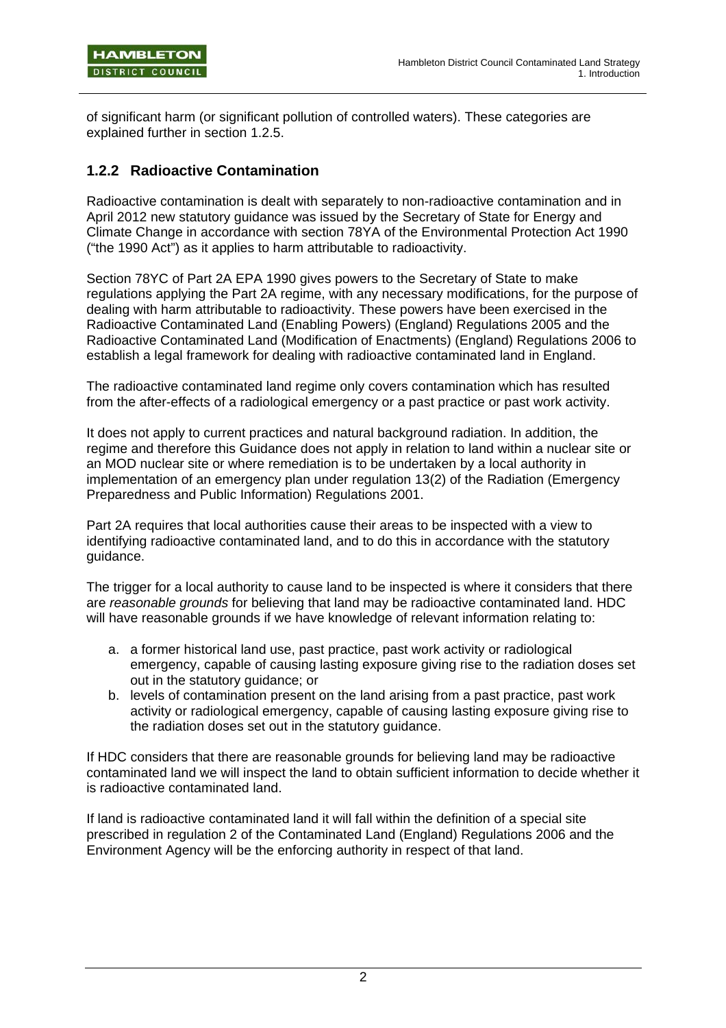of significant harm (or significant pollution of controlled waters). These categories are explained further in section 1.2.5.

### 1.2.2 Radioactive Contamination

Radioactive contamination is dealt with separately to non-radioactive contamination and in April 2012 new statutory guidance was issued by the Secretary of State for Energy and Climate Change in accordance with section 78YA of the Environmental Protection Act 1990 ("the 1990 Act") as it applies to harm attributable to radioactivity.

Section 78YC of Part 2A EPA 1990 gives powers to the Secretary of State to make regulations applying the Part 2A regime, with any necessary modifications, for the purpose of dealing with harm attributable to radioactivity. These powers have been exercised in the Radioactive Contaminated Land (Enabling Powers) (England) Regulations 2005 and the Radioactive Contaminated Land (Modification of Enactments) (England) Regulations 2006 to establish a legal framework for dealing with radioactive contaminated land in England.

The radioactive contaminated land regime only covers contamination which has resulted from the after-effects of a radiological emergency or a past practice or past work activity.

It does not apply to current practices and natural background radiation. In addition, the regime and therefore this Guidance does not apply in relation to land within a nuclear site or an MOD nuclear site or where remediation is to be undertaken by a local authority in implementation of an emergency plan under regulation 13(2) of the Radiation (Emergency Preparedness and Public Information) Regulations 2001.

Part 2A requires that local authorities cause their areas to be inspected with a view to identifying radioactive contaminated land, and to do this in accordance with the statutory guidance.

The trigger for a local authority to cause land to be inspected is where it considers that there are *reasonable grounds* for believing that land may be radioactive contaminated land. HDC will have reasonable grounds if we have knowledge of relevant information relating to:

a. a former historical land use, past practice, past work activity or radiological emergency, capable of causing lasting exposure giving rise to the radiation doses set out in the statutory guidance; or
b. levels of contamination present on the land arising from a past practice, past work activity or radiological emergency, capable of causing lasting exposure giving rise to the radiation doses set out in the statutory guidance.

If HDC considers that there are reasonable grounds for believing land may be radioactive contaminated land we will inspect the land to obtain sufficient information to decide whether it is radioactive contaminated land.

If land is radioactive contaminated land it will fall within the definition of a special site prescribed in regulation 2 of the Contaminated Land (England) Regulations 2006 and the Environment Agency will be the enforcing authority in respect of that land.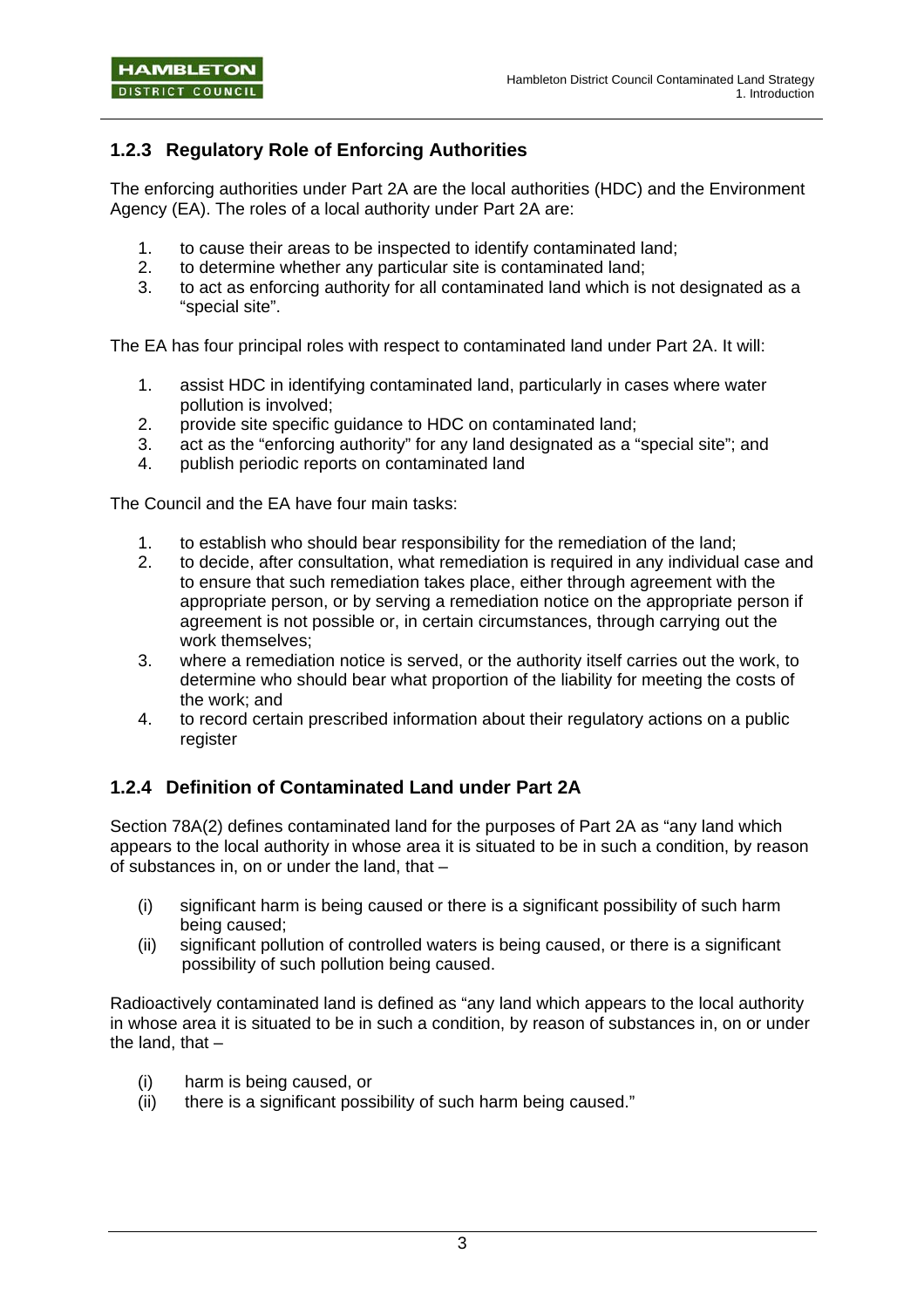### 1.2.3 Regulatory Role of Enforcing Authorities

The enforcing authorities under Part 2A are the local authorities (HDC) and the Environment Agency (EA). The roles of a local authority under Part 2A are:

1. to cause their areas to be inspected to identify contaminated land;
2. to determine whether any particular site is contaminated land;
3. to act as enforcing authority for all contaminated land which is not designated as a "special site".

The EA has four principal roles with respect to contaminated land under Part 2A. It will:

1. assist HDC in identifying contaminated land, particularly in cases where water pollution is involved;
2. provide site specific guidance to HDC on contaminated land;
3. act as the "enforcing authority" for any land designated as a "special site"; and
4. publish periodic reports on contaminated land

The Council and the EA have four main tasks:

1. to establish who should bear responsibility for the remediation of the land;
2. to decide, after consultation, what remediation is required in any individual case and to ensure that such remediation takes place, either through agreement with the appropriate person, or by serving a remediation notice on the appropriate person if agreement is not possible or, in certain circumstances, through carrying out the work themselves;
3. where a remediation notice is served, or the authority itself carries out the work, to determine who should bear what proportion of the liability for meeting the costs of the work; and
4. to record certain prescribed information about their regulatory actions on a public register

### 1.2.4 Definition of Contaminated Land under Part 2A

Section 78A(2) defines contaminated land for the purposes of Part 2A as "any land which appears to the local authority in whose area it is situated to be in such a condition, by reason of substances in, on or under the land, that –

(i) significant harm is being caused or there is a significant possibility of such harm being caused;
(ii) significant pollution of controlled waters is being caused, or there is a significant possibility of such pollution being caused.

Radioactively contaminated land is defined as "any land which appears to the local authority in whose area it is situated to be in such a condition, by reason of substances in, on or under the land, that –

(i) harm is being caused, or
(ii) there is a significant possibility of such harm being caused."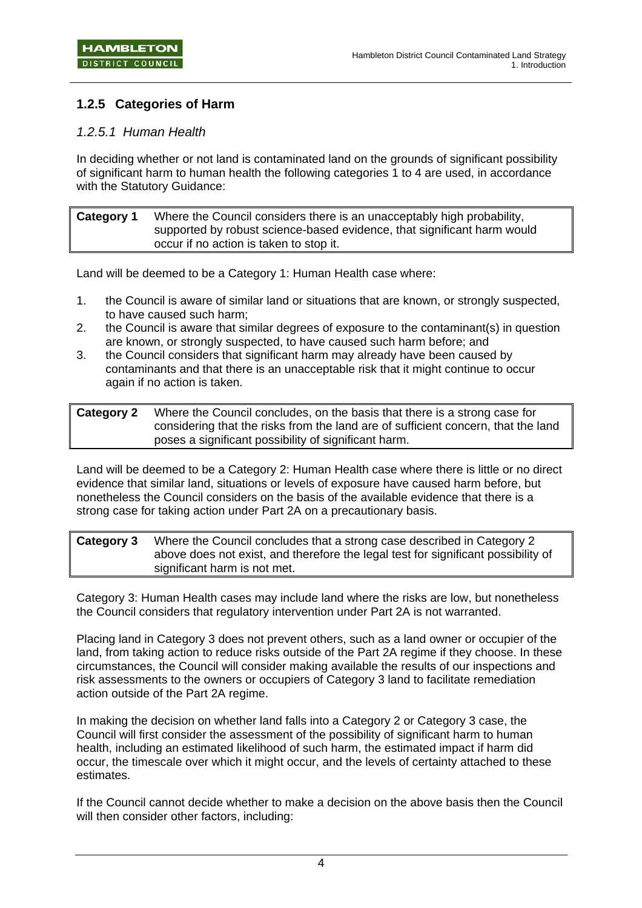### 1.2.5 Categories of Harm

#### *1.2.5.1 Human Health*

In deciding whether or not land is contaminated land on the grounds of significant possibility of significant harm to human health the following categories 1 to 4 are used, in accordance with the Statutory Guidance:

| **Category 1** | Where the Council considers there is an unacceptably high probability, supported by robust science-based evidence, that significant harm would occur if no action is taken to stop it. |
|---|---|

Land will be deemed to be a Category 1: Human Health case where:

1. the Council is aware of similar land or situations that are known, or strongly suspected, to have caused such harm;
2. the Council is aware that similar degrees of exposure to the contaminant(s) in question are known, or strongly suspected, to have caused such harm before; and
3. the Council considers that significant harm may already have been caused by contaminants and that there is an unacceptable risk that it might continue to occur again if no action is taken.

| **Category 2** | Where the Council concludes, on the basis that there is a strong case for considering that the risks from the land are of sufficient concern, that the land poses a significant possibility of significant harm. |
|---|---|

Land will be deemed to be a Category 2: Human Health case where there is little or no direct evidence that similar land, situations or levels of exposure have caused harm before, but nonetheless the Council considers on the basis of the available evidence that there is a strong case for taking action under Part 2A on a precautionary basis.

| **Category 3** | Where the Council concludes that a strong case described in Category 2 above does not exist, and therefore the legal test for significant possibility of significant harm is not met. |
|---|---|

Category 3: Human Health cases may include land where the risks are low, but nonetheless the Council considers that regulatory intervention under Part 2A is not warranted.

Placing land in Category 3 does not prevent others, such as a land owner or occupier of the land, from taking action to reduce risks outside of the Part 2A regime if they choose. In these circumstances, the Council will consider making available the results of our inspections and risk assessments to the owners or occupiers of Category 3 land to facilitate remediation action outside of the Part 2A regime.

In making the decision on whether land falls into a Category 2 or Category 3 case, the Council will first consider the assessment of the possibility of significant harm to human health, including an estimated likelihood of such harm, the estimated impact if harm did occur, the timescale over which it might occur, and the levels of certainty attached to these estimates.

If the Council cannot decide whether to make a decision on the above basis then the Council will then consider other factors, including: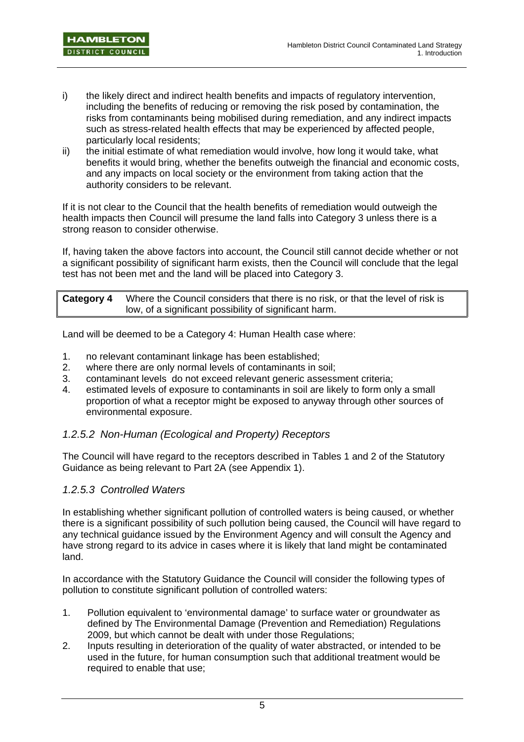i) the likely direct and indirect health benefits and impacts of regulatory intervention, including the benefits of reducing or removing the risk posed by contamination, the risks from contaminants being mobilised during remediation, and any indirect impacts such as stress-related health effects that may be experienced by affected people, particularly local residents;
ii) the initial estimate of what remediation would involve, how long it would take, what benefits it would bring, whether the benefits outweigh the financial and economic costs, and any impacts on local society or the environment from taking action that the authority considers to be relevant.

If it is not clear to the Council that the health benefits of remediation would outweigh the health impacts then Council will presume the land falls into Category 3 unless there is a strong reason to consider otherwise.

If, having taken the above factors into account, the Council still cannot decide whether or not a significant possibility of significant harm exists, then the Council will conclude that the legal test has not been met and the land will be placed into Category 3.

| **Category 4** | Where the Council considers that there is no risk, or that the level of risk is low, of a significant possibility of significant harm. |
|---|---|

Land will be deemed to be a Category 4: Human Health case where:

1. no relevant contaminant linkage has been established;
2. where there are only normal levels of contaminants in soil;
3. contaminant levels do not exceed relevant generic assessment criteria;
4. estimated levels of exposure to contaminants in soil are likely to form only a small proportion of what a receptor might be exposed to anyway through other sources of environmental exposure.

### *1.2.5.2 Non-Human (Ecological and Property) Receptors*

The Council will have regard to the receptors described in Tables 1 and 2 of the Statutory Guidance as being relevant to Part 2A (see Appendix 1).

### *1.2.5.3 Controlled Waters*

In establishing whether significant pollution of controlled waters is being caused, or whether there is a significant possibility of such pollution being caused, the Council will have regard to any technical guidance issued by the Environment Agency and will consult the Agency and have strong regard to its advice in cases where it is likely that land might be contaminated land.

In accordance with the Statutory Guidance the Council will consider the following types of pollution to constitute significant pollution of controlled waters:

1. Pollution equivalent to 'environmental damage' to surface water or groundwater as defined by The Environmental Damage (Prevention and Remediation) Regulations 2009, but which cannot be dealt with under those Regulations;
2. Inputs resulting in deterioration of the quality of water abstracted, or intended to be used in the future, for human consumption such that additional treatment would be required to enable that use;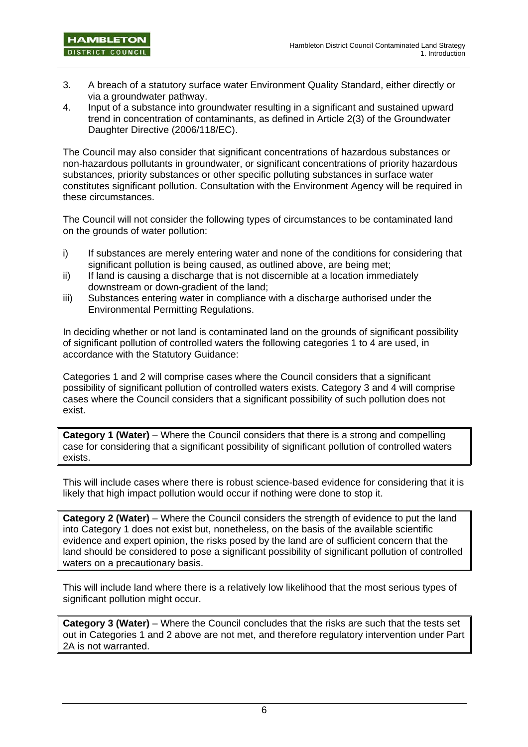3. A breach of a statutory surface water Environment Quality Standard, either directly or via a groundwater pathway.
4. Input of a substance into groundwater resulting in a significant and sustained upward trend in concentration of contaminants, as defined in Article 2(3) of the Groundwater Daughter Directive (2006/118/EC).

The Council may also consider that significant concentrations of hazardous substances or non-hazardous pollutants in groundwater, or significant concentrations of priority hazardous substances, priority substances or other specific polluting substances in surface water constitutes significant pollution. Consultation with the Environment Agency will be required in these circumstances.

The Council will not consider the following types of circumstances to be contaminated land on the grounds of water pollution:

i) If substances are merely entering water and none of the conditions for considering that significant pollution is being caused, as outlined above, are being met;
ii) If land is causing a discharge that is not discernible at a location immediately downstream or down-gradient of the land;
iii) Substances entering water in compliance with a discharge authorised under the Environmental Permitting Regulations.

In deciding whether or not land is contaminated land on the grounds of significant possibility of significant pollution of controlled waters the following categories 1 to 4 are used, in accordance with the Statutory Guidance:

Categories 1 and 2 will comprise cases where the Council considers that a significant possibility of significant pollution of controlled waters exists. Category 3 and 4 will comprise cases where the Council considers that a significant possibility of such pollution does not exist.

**Category 1 (Water)** – Where the Council considers that there is a strong and compelling case for considering that a significant possibility of significant pollution of controlled waters exists.

This will include cases where there is robust science-based evidence for considering that it is likely that high impact pollution would occur if nothing were done to stop it.

**Category 2 (Water)** – Where the Council considers the strength of evidence to put the land into Category 1 does not exist but, nonetheless, on the basis of the available scientific evidence and expert opinion, the risks posed by the land are of sufficient concern that the land should be considered to pose a significant possibility of significant pollution of controlled waters on a precautionary basis.

This will include land where there is a relatively low likelihood that the most serious types of significant pollution might occur.

**Category 3 (Water)** – Where the Council concludes that the risks are such that the tests set out in Categories 1 and 2 above are not met, and therefore regulatory intervention under Part 2A is not warranted.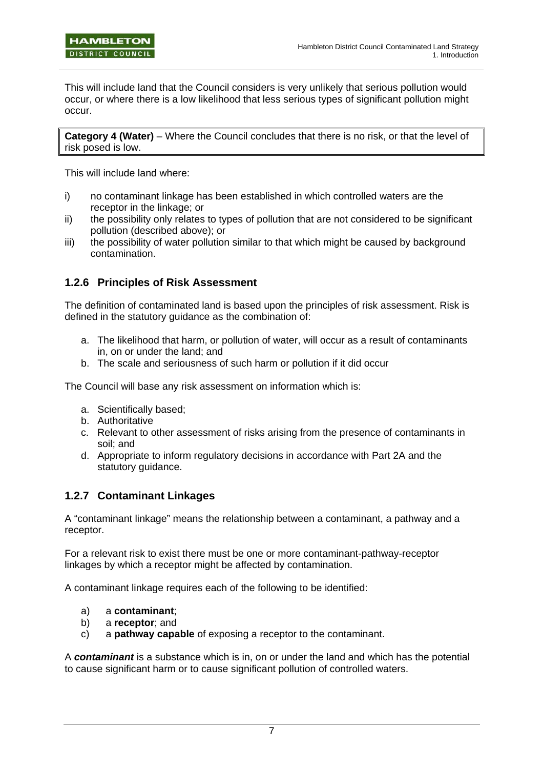This will include land that the Council considers is very unlikely that serious pollution would occur, or where there is a low likelihood that less serious types of significant pollution might occur.

**Category 4 (Water)** – Where the Council concludes that there is no risk, or that the level of risk posed is low.

This will include land where:

i) no contaminant linkage has been established in which controlled waters are the receptor in the linkage; or
ii) the possibility only relates to types of pollution that are not considered to be significant pollution (described above); or
iii) the possibility of water pollution similar to that which might be caused by background contamination.

### 1.2.6 Principles of Risk Assessment

The definition of contaminated land is based upon the principles of risk assessment. Risk is defined in the statutory guidance as the combination of:

a. The likelihood that harm, or pollution of water, will occur as a result of contaminants in, on or under the land; and
b. The scale and seriousness of such harm or pollution if it did occur

The Council will base any risk assessment on information which is:

a. Scientifically based;
b. Authoritative
c. Relevant to other assessment of risks arising from the presence of contaminants in soil; and
d. Appropriate to inform regulatory decisions in accordance with Part 2A and the statutory guidance.

### 1.2.7 Contaminant Linkages

A "contaminant linkage" means the relationship between a contaminant, a pathway and a receptor.

For a relevant risk to exist there must be one or more contaminant-pathway-receptor linkages by which a receptor might be affected by contamination.

A contaminant linkage requires each of the following to be identified:

a) a **contaminant**;
b) a **receptor**; and
c) a **pathway capable** of exposing a receptor to the contaminant.

A ***contaminant*** is a substance which is in, on or under the land and which has the potential to cause significant harm or to cause significant pollution of controlled waters.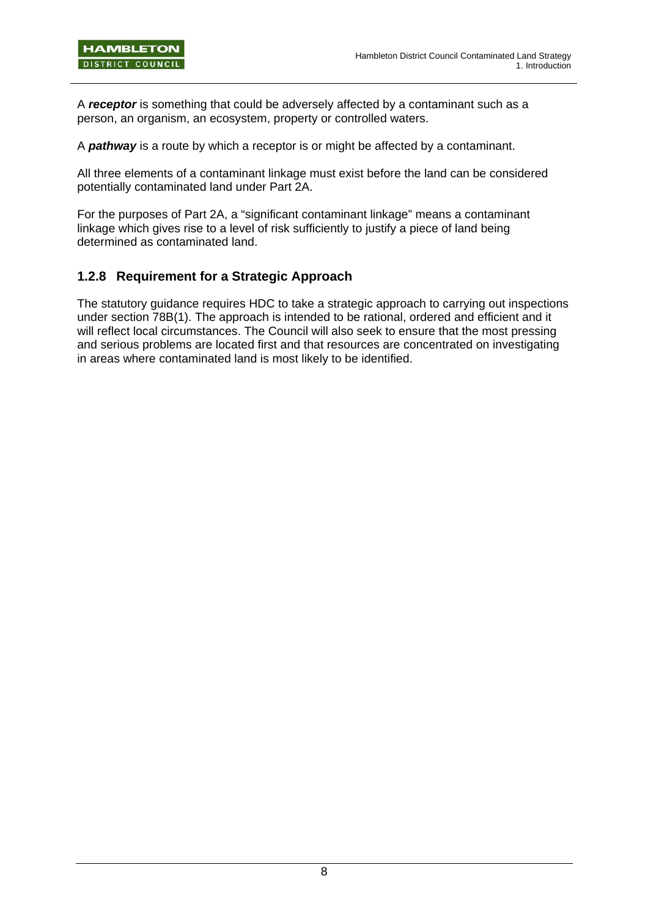A ***receptor*** is something that could be adversely affected by a contaminant such as a person, an organism, an ecosystem, property or controlled waters.

A ***pathway*** is a route by which a receptor is or might be affected by a contaminant.

All three elements of a contaminant linkage must exist before the land can be considered potentially contaminated land under Part 2A.

For the purposes of Part 2A, a "significant contaminant linkage" means a contaminant linkage which gives rise to a level of risk sufficiently to justify a piece of land being determined as contaminated land.

### 1.2.8 Requirement for a Strategic Approach

The statutory guidance requires HDC to take a strategic approach to carrying out inspections under section 78B(1). The approach is intended to be rational, ordered and efficient and it will reflect local circumstances. The Council will also seek to ensure that the most pressing and serious problems are located first and that resources are concentrated on investigating in areas where contaminated land is most likely to be identified.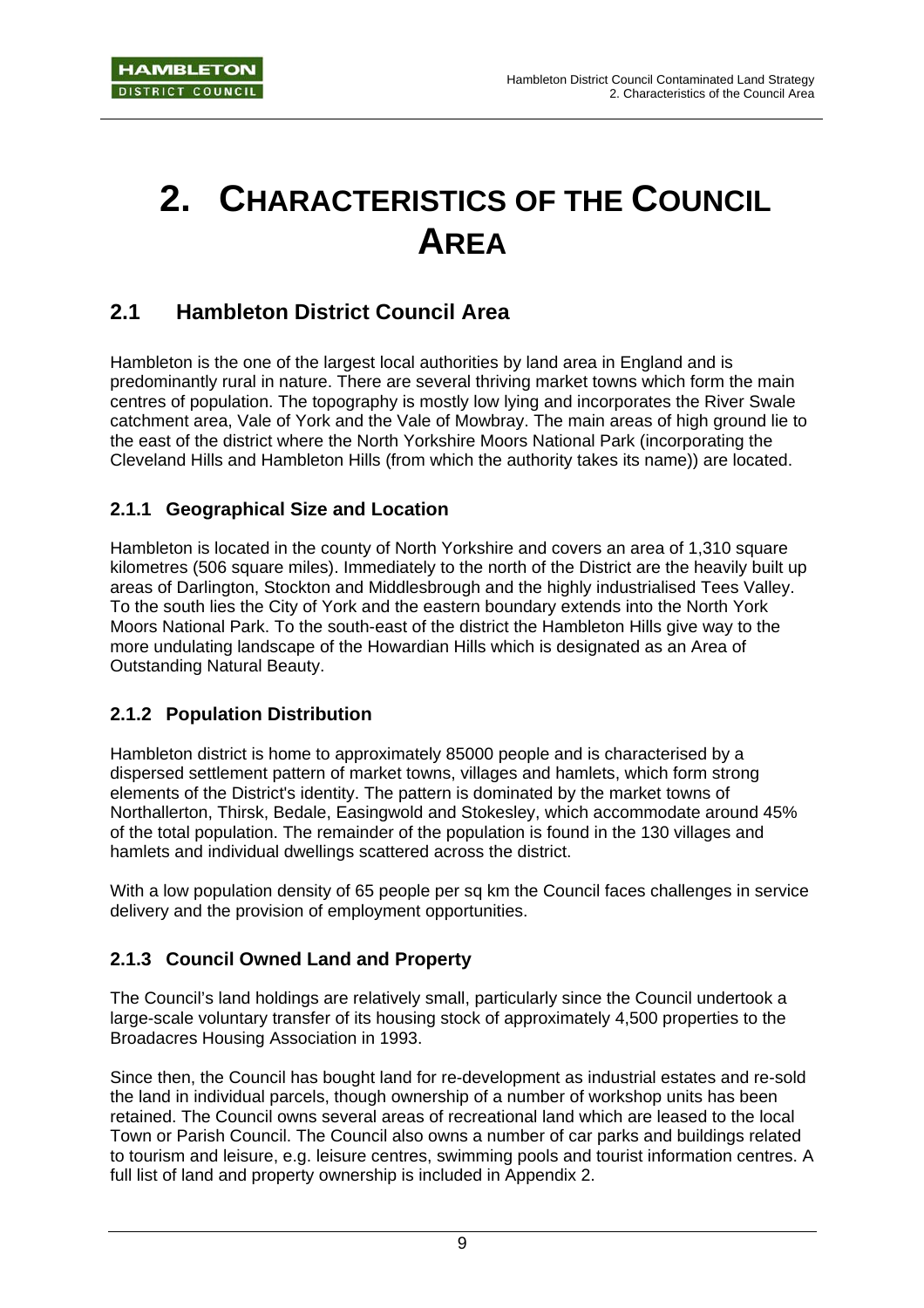# 2. CHARACTERISTICS OF THE COUNCIL AREA

## 2.1 Hambleton District Council Area

Hambleton is the one of the largest local authorities by land area in England and is predominantly rural in nature. There are several thriving market towns which form the main centres of population. The topography is mostly low lying and incorporates the River Swale catchment area, Vale of York and the Vale of Mowbray. The main areas of high ground lie to the east of the district where the North Yorkshire Moors National Park (incorporating the Cleveland Hills and Hambleton Hills (from which the authority takes its name)) are located.

### 2.1.1 Geographical Size and Location

Hambleton is located in the county of North Yorkshire and covers an area of 1,310 square kilometres (506 square miles). Immediately to the north of the District are the heavily built up areas of Darlington, Stockton and Middlesbrough and the highly industrialised Tees Valley. To the south lies the City of York and the eastern boundary extends into the North York Moors National Park. To the south-east of the district the Hambleton Hills give way to the more undulating landscape of the Howardian Hills which is designated as an Area of Outstanding Natural Beauty.

### 2.1.2 Population Distribution

Hambleton district is home to approximately 85000 people and is characterised by a dispersed settlement pattern of market towns, villages and hamlets, which form strong elements of the District's identity. The pattern is dominated by the market towns of Northallerton, Thirsk, Bedale, Easingwold and Stokesley, which accommodate around 45% of the total population. The remainder of the population is found in the 130 villages and hamlets and individual dwellings scattered across the district.

With a low population density of 65 people per sq km the Council faces challenges in service delivery and the provision of employment opportunities.

### 2.1.3 Council Owned Land and Property

The Council's land holdings are relatively small, particularly since the Council undertook a large-scale voluntary transfer of its housing stock of approximately 4,500 properties to the Broadacres Housing Association in 1993.

Since then, the Council has bought land for re-development as industrial estates and re-sold the land in individual parcels, though ownership of a number of workshop units has been retained. The Council owns several areas of recreational land which are leased to the local Town or Parish Council. The Council also owns a number of car parks and buildings related to tourism and leisure, e.g. leisure centres, swimming pools and tourist information centres. A full list of land and property ownership is included in Appendix 2.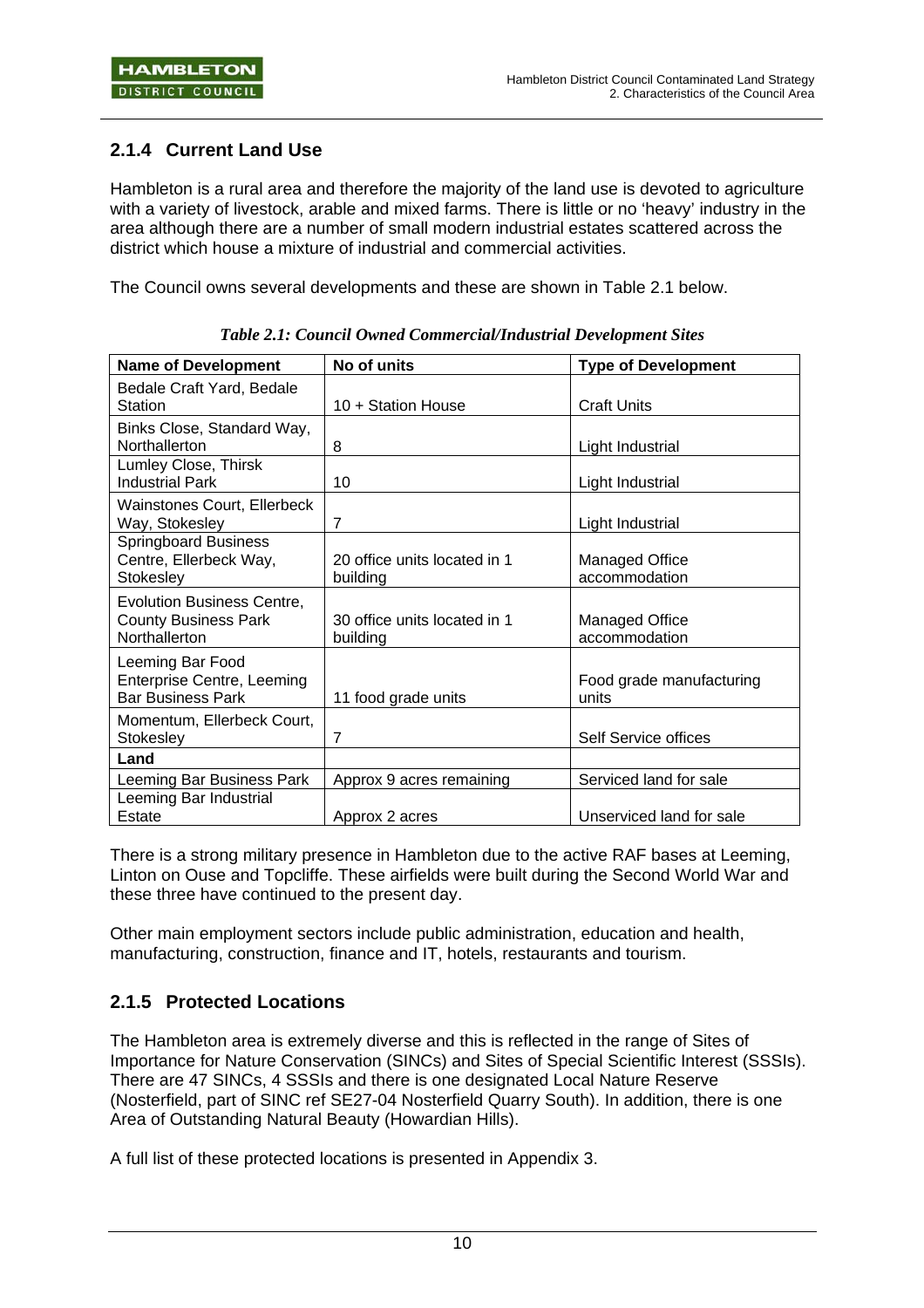### 2.1.4 Current Land Use

Hambleton is a rural area and therefore the majority of the land use is devoted to agriculture with a variety of livestock, arable and mixed farms. There is little or no 'heavy' industry in the area although there are a number of small modern industrial estates scattered across the district which house a mixture of industrial and commercial activities.

The Council owns several developments and these are shown in Table 2.1 below.

*Table 2.1: Council Owned Commercial/Industrial Development Sites*

| Name of Development | No of units | Type of Development |
|---|---|---|
| Bedale Craft Yard, Bedale Station | 10 + Station House | Craft Units |
| Binks Close, Standard Way, Northallerton | 8 | Light Industrial |
| Lumley Close, Thirsk Industrial Park | 10 | Light Industrial |
| Wainstones Court, Ellerbeck Way, Stokesley | 7 | Light Industrial |
| Springboard Business Centre, Ellerbeck Way, Stokesley | 20 office units located in 1 building | Managed Office accommodation |
| Evolution Business Centre, County Business Park Northallerton | 30 office units located in 1 building | Managed Office accommodation |
| Leeming Bar Food Enterprise Centre, Leeming Bar Business Park | 11 food grade units | Food grade manufacturing units |
| Momentum, Ellerbeck Court, Stokesley | 7 | Self Service offices |
| **Land** | | |
| Leeming Bar Business Park | Approx 9 acres remaining | Serviced land for sale |
| Leeming Bar Industrial Estate | Approx 2 acres | Unserviced land for sale |

There is a strong military presence in Hambleton due to the active RAF bases at Leeming, Linton on Ouse and Topcliffe. These airfields were built during the Second World War and these three have continued to the present day.

Other main employment sectors include public administration, education and health, manufacturing, construction, finance and IT, hotels, restaurants and tourism.

### 2.1.5 Protected Locations

The Hambleton area is extremely diverse and this is reflected in the range of Sites of Importance for Nature Conservation (SINCs) and Sites of Special Scientific Interest (SSSIs). There are 47 SINCs, 4 SSSIs and there is one designated Local Nature Reserve (Nosterfield, part of SINC ref SE27-04 Nosterfield Quarry South). In addition, there is one Area of Outstanding Natural Beauty (Howardian Hills).

A full list of these protected locations is presented in Appendix 3.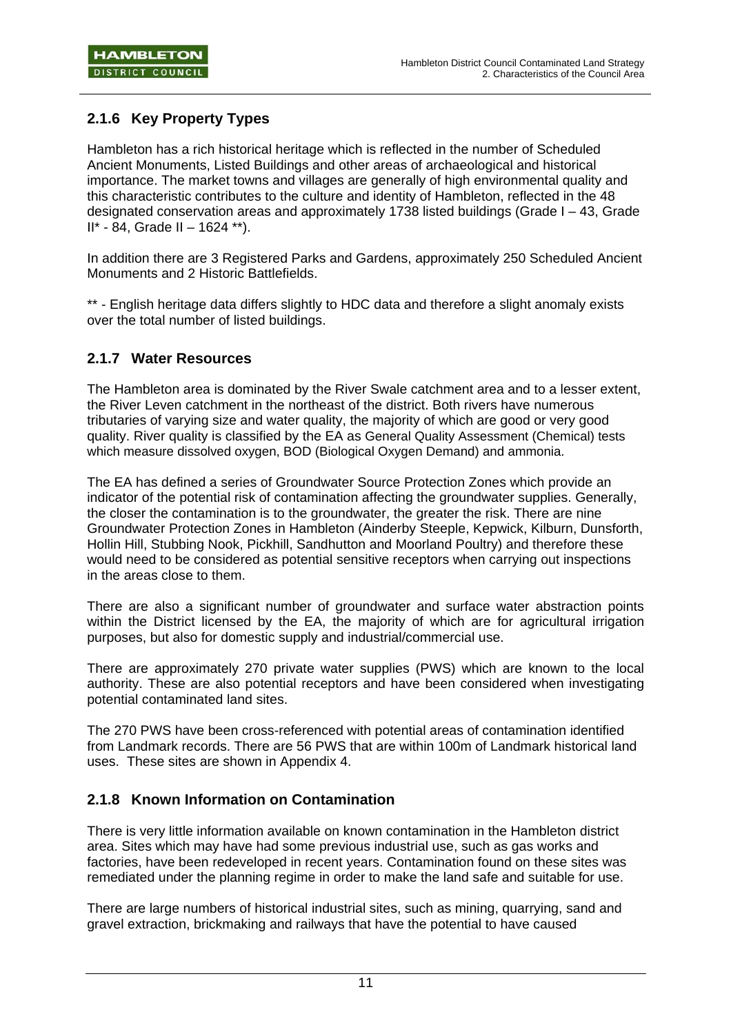### 2.1.6 Key Property Types

Hambleton has a rich historical heritage which is reflected in the number of Scheduled Ancient Monuments, Listed Buildings and other areas of archaeological and historical importance. The market towns and villages are generally of high environmental quality and this characteristic contributes to the culture and identity of Hambleton, reflected in the 48 designated conservation areas and approximately 1738 listed buildings (Grade I – 43, Grade II* - 84, Grade II – 1624 **).

In addition there are 3 Registered Parks and Gardens, approximately 250 Scheduled Ancient Monuments and 2 Historic Battlefields.

** - English heritage data differs slightly to HDC data and therefore a slight anomaly exists over the total number of listed buildings.

### 2.1.7 Water Resources

The Hambleton area is dominated by the River Swale catchment area and to a lesser extent, the River Leven catchment in the northeast of the district. Both rivers have numerous tributaries of varying size and water quality, the majority of which are good or very good quality. River quality is classified by the EA as General Quality Assessment (Chemical) tests which measure dissolved oxygen, BOD (Biological Oxygen Demand) and ammonia.

The EA has defined a series of Groundwater Source Protection Zones which provide an indicator of the potential risk of contamination affecting the groundwater supplies. Generally, the closer the contamination is to the groundwater, the greater the risk. There are nine Groundwater Protection Zones in Hambleton (Ainderby Steeple, Kepwick, Kilburn, Dunsforth, Hollin Hill, Stubbing Nook, Pickhill, Sandhutton and Moorland Poultry) and therefore these would need to be considered as potential sensitive receptors when carrying out inspections in the areas close to them.

There are also a significant number of groundwater and surface water abstraction points within the District licensed by the EA, the majority of which are for agricultural irrigation purposes, but also for domestic supply and industrial/commercial use.

There are approximately 270 private water supplies (PWS) which are known to the local authority. These are also potential receptors and have been considered when investigating potential contaminated land sites.

The 270 PWS have been cross-referenced with potential areas of contamination identified from Landmark records. There are 56 PWS that are within 100m of Landmark historical land uses. These sites are shown in Appendix 4.

### 2.1.8 Known Information on Contamination

There is very little information available on known contamination in the Hambleton district area. Sites which may have had some previous industrial use, such as gas works and factories, have been redeveloped in recent years. Contamination found on these sites was remediated under the planning regime in order to make the land safe and suitable for use.

There are large numbers of historical industrial sites, such as mining, quarrying, sand and gravel extraction, brickmaking and railways that have the potential to have caused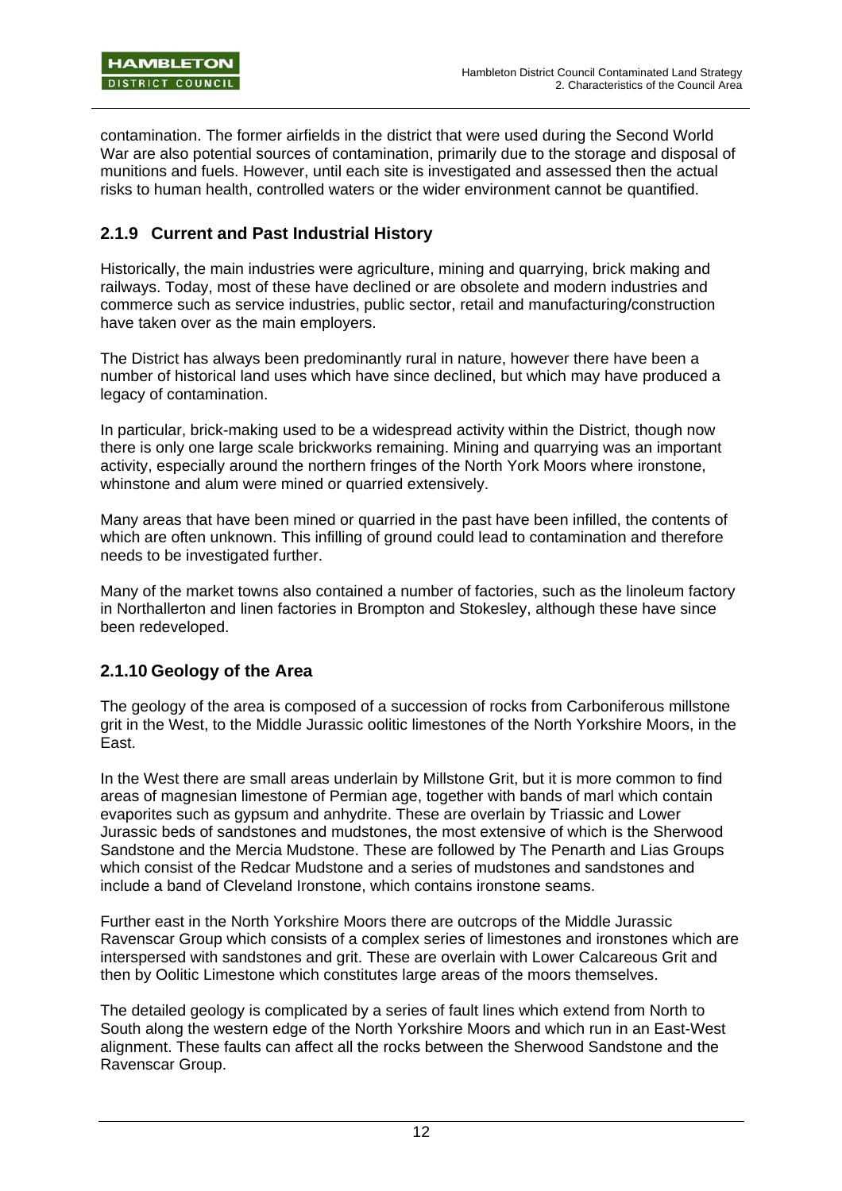contamination. The former airfields in the district that were used during the Second World War are also potential sources of contamination, primarily due to the storage and disposal of munitions and fuels. However, until each site is investigated and assessed then the actual risks to human health, controlled waters or the wider environment cannot be quantified.

### 2.1.9 Current and Past Industrial History

Historically, the main industries were agriculture, mining and quarrying, brick making and railways. Today, most of these have declined or are obsolete and modern industries and commerce such as service industries, public sector, retail and manufacturing/construction have taken over as the main employers.

The District has always been predominantly rural in nature, however there have been a number of historical land uses which have since declined, but which may have produced a legacy of contamination.

In particular, brick-making used to be a widespread activity within the District, though now there is only one large scale brickworks remaining. Mining and quarrying was an important activity, especially around the northern fringes of the North York Moors where ironstone, whinstone and alum were mined or quarried extensively.

Many areas that have been mined or quarried in the past have been infilled, the contents of which are often unknown. This infilling of ground could lead to contamination and therefore needs to be investigated further.

Many of the market towns also contained a number of factories, such as the linoleum factory in Northallerton and linen factories in Brompton and Stokesley, although these have since been redeveloped.

### 2.1.10 Geology of the Area

The geology of the area is composed of a succession of rocks from Carboniferous millstone grit in the West, to the Middle Jurassic oolitic limestones of the North Yorkshire Moors, in the East.

In the West there are small areas underlain by Millstone Grit, but it is more common to find areas of magnesian limestone of Permian age, together with bands of marl which contain evaporites such as gypsum and anhydrite. These are overlain by Triassic and Lower Jurassic beds of sandstones and mudstones, the most extensive of which is the Sherwood Sandstone and the Mercia Mudstone. These are followed by The Penarth and Lias Groups which consist of the Redcar Mudstone and a series of mudstones and sandstones and include a band of Cleveland Ironstone, which contains ironstone seams.

Further east in the North Yorkshire Moors there are outcrops of the Middle Jurassic Ravenscar Group which consists of a complex series of limestones and ironstones which are interspersed with sandstones and grit. These are overlain with Lower Calcareous Grit and then by Oolitic Limestone which constitutes large areas of the moors themselves.

The detailed geology is complicated by a series of fault lines which extend from North to South along the western edge of the North Yorkshire Moors and which run in an East-West alignment. These faults can affect all the rocks between the Sherwood Sandstone and the Ravenscar Group.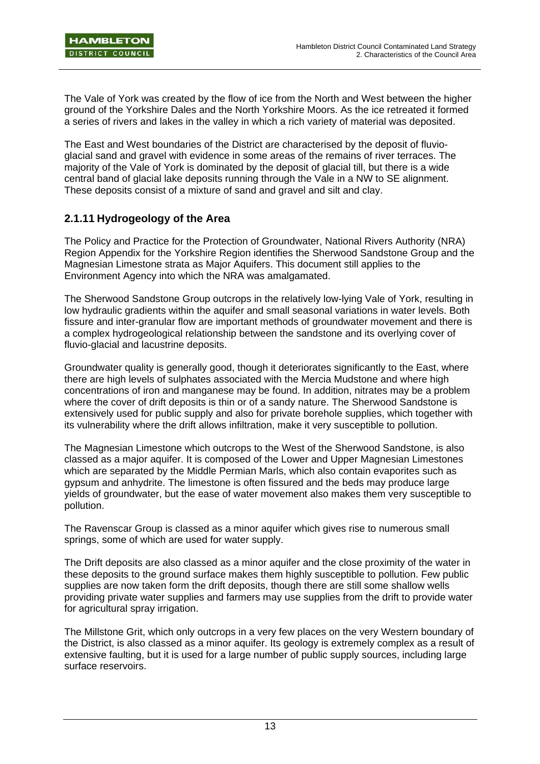The Vale of York was created by the flow of ice from the North and West between the higher ground of the Yorkshire Dales and the North Yorkshire Moors. As the ice retreated it formed a series of rivers and lakes in the valley in which a rich variety of material was deposited.

The East and West boundaries of the District are characterised by the deposit of fluvio-glacial sand and gravel with evidence in some areas of the remains of river terraces. The majority of the Vale of York is dominated by the deposit of glacial till, but there is a wide central band of glacial lake deposits running through the Vale in a NW to SE alignment. These deposits consist of a mixture of sand and gravel and silt and clay.

### 2.1.11 Hydrogeology of the Area

The Policy and Practice for the Protection of Groundwater, National Rivers Authority (NRA) Region Appendix for the Yorkshire Region identifies the Sherwood Sandstone Group and the Magnesian Limestone strata as Major Aquifers. This document still applies to the Environment Agency into which the NRA was amalgamated.

The Sherwood Sandstone Group outcrops in the relatively low-lying Vale of York, resulting in low hydraulic gradients within the aquifer and small seasonal variations in water levels. Both fissure and inter-granular flow are important methods of groundwater movement and there is a complex hydrogeological relationship between the sandstone and its overlying cover of fluvio-glacial and lacustrine deposits.

Groundwater quality is generally good, though it deteriorates significantly to the East, where there are high levels of sulphates associated with the Mercia Mudstone and where high concentrations of iron and manganese may be found. In addition, nitrates may be a problem where the cover of drift deposits is thin or of a sandy nature. The Sherwood Sandstone is extensively used for public supply and also for private borehole supplies, which together with its vulnerability where the drift allows infiltration, make it very susceptible to pollution.

The Magnesian Limestone which outcrops to the West of the Sherwood Sandstone, is also classed as a major aquifer. It is composed of the Lower and Upper Magnesian Limestones which are separated by the Middle Permian Marls, which also contain evaporites such as gypsum and anhydrite. The limestone is often fissured and the beds may produce large yields of groundwater, but the ease of water movement also makes them very susceptible to pollution.

The Ravenscar Group is classed as a minor aquifer which gives rise to numerous small springs, some of which are used for water supply.

The Drift deposits are also classed as a minor aquifer and the close proximity of the water in these deposits to the ground surface makes them highly susceptible to pollution. Few public supplies are now taken form the drift deposits, though there are still some shallow wells providing private water supplies and farmers may use supplies from the drift to provide water for agricultural spray irrigation.

The Millstone Grit, which only outcrops in a very few places on the very Western boundary of the District, is also classed as a minor aquifer. Its geology is extremely complex as a result of extensive faulting, but it is used for a large number of public supply sources, including large surface reservoirs.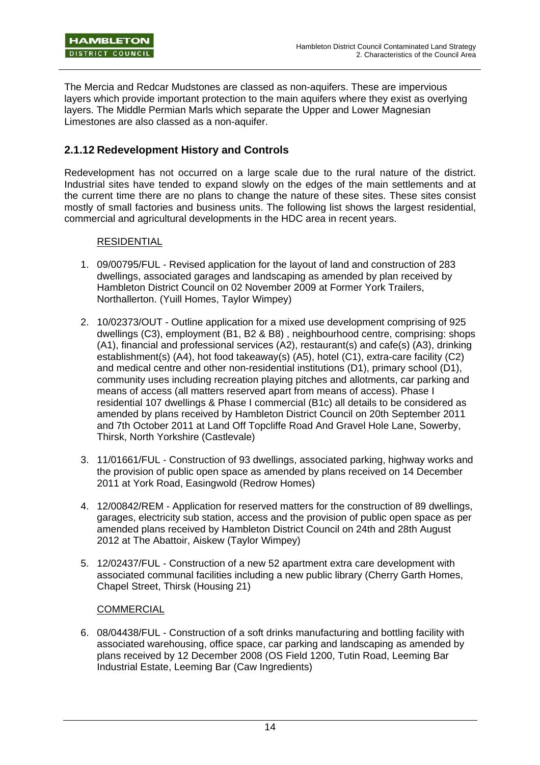The Mercia and Redcar Mudstones are classed as non-aquifers. These are impervious layers which provide important protection to the main aquifers where they exist as overlying layers. The Middle Permian Marls which separate the Upper and Lower Magnesian Limestones are also classed as a non-aquifer.

### 2.1.12 Redevelopment History and Controls

Redevelopment has not occurred on a large scale due to the rural nature of the district. Industrial sites have tended to expand slowly on the edges of the main settlements and at the current time there are no plans to change the nature of these sites. These sites consist mostly of small factories and business units. The following list shows the largest residential, commercial and agricultural developments in the HDC area in recent years.

RESIDENTIAL

1. 09/00795/FUL - Revised application for the layout of land and construction of 283 dwellings, associated garages and landscaping as amended by plan received by Hambleton District Council on 02 November 2009 at Former York Trailers, Northallerton. (Yuill Homes, Taylor Wimpey)
2. 10/02373/OUT - Outline application for a mixed use development comprising of 925 dwellings (C3), employment (B1, B2 & B8) , neighbourhood centre, comprising: shops (A1), financial and professional services (A2), restaurant(s) and cafe(s) (A3), drinking establishment(s) (A4), hot food takeaway(s) (A5), hotel (C1), extra-care facility (C2) and medical centre and other non-residential institutions (D1), primary school (D1), community uses including recreation playing pitches and allotments, car parking and means of access (all matters reserved apart from means of access). Phase I residential 107 dwellings & Phase I commercial (B1c) all details to be considered as amended by plans received by Hambleton District Council on 20th September 2011 and 7th October 2011 at Land Off Topcliffe Road And Gravel Hole Lane, Sowerby, Thirsk, North Yorkshire (Castlevale)
3. 11/01661/FUL - Construction of 93 dwellings, associated parking, highway works and the provision of public open space as amended by plans received on 14 December 2011 at York Road, Easingwold (Redrow Homes)
4. 12/00842/REM - Application for reserved matters for the construction of 89 dwellings, garages, electricity sub station, access and the provision of public open space as per amended plans received by Hambleton District Council on 24th and 28th August 2012 at The Abattoir, Aiskew (Taylor Wimpey)
5. 12/02437/FUL - Construction of a new 52 apartment extra care development with associated communal facilities including a new public library (Cherry Garth Homes, Chapel Street, Thirsk (Housing 21)

COMMERCIAL

6. 08/04438/FUL - Construction of a soft drinks manufacturing and bottling facility with associated warehousing, office space, car parking and landscaping as amended by plans received by 12 December 2008 (OS Field 1200, Tutin Road, Leeming Bar Industrial Estate, Leeming Bar (Caw Ingredients)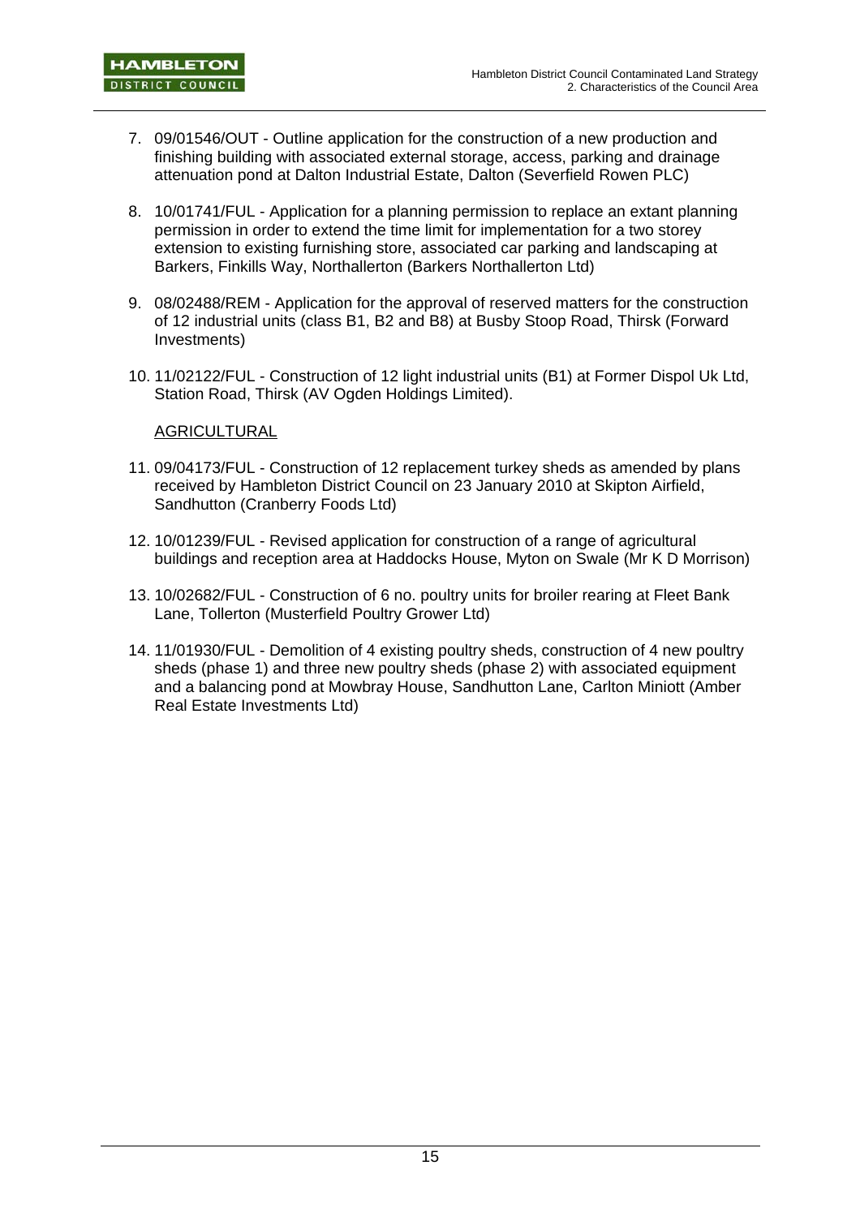7. 09/01546/OUT - Outline application for the construction of a new production and finishing building with associated external storage, access, parking and drainage attenuation pond at Dalton Industrial Estate, Dalton (Severfield Rowen PLC)

8. 10/01741/FUL - Application for a planning permission to replace an extant planning permission in order to extend the time limit for implementation for a two storey extension to existing furnishing store, associated car parking and landscaping at Barkers, Finkills Way, Northallerton (Barkers Northallerton Ltd)

9. 08/02488/REM - Application for the approval of reserved matters for the construction of 12 industrial units (class B1, B2 and B8) at Busby Stoop Road, Thirsk (Forward Investments)

10. 11/02122/FUL - Construction of 12 light industrial units (B1) at Former Dispol Uk Ltd, Station Road, Thirsk (AV Ogden Holdings Limited).

AGRICULTURAL

11. 09/04173/FUL - Construction of 12 replacement turkey sheds as amended by plans received by Hambleton District Council on 23 January 2010 at Skipton Airfield, Sandhutton (Cranberry Foods Ltd)

12. 10/01239/FUL - Revised application for construction of a range of agricultural buildings and reception area at Haddocks House, Myton on Swale (Mr K D Morrison)

13. 10/02682/FUL - Construction of 6 no. poultry units for broiler rearing at Fleet Bank Lane, Tollerton (Musterfield Poultry Grower Ltd)

14. 11/01930/FUL - Demolition of 4 existing poultry sheds, construction of 4 new poultry sheds (phase 1) and three new poultry sheds (phase 2) with associated equipment and a balancing pond at Mowbray House, Sandhutton Lane, Carlton Miniott (Amber Real Estate Investments Ltd)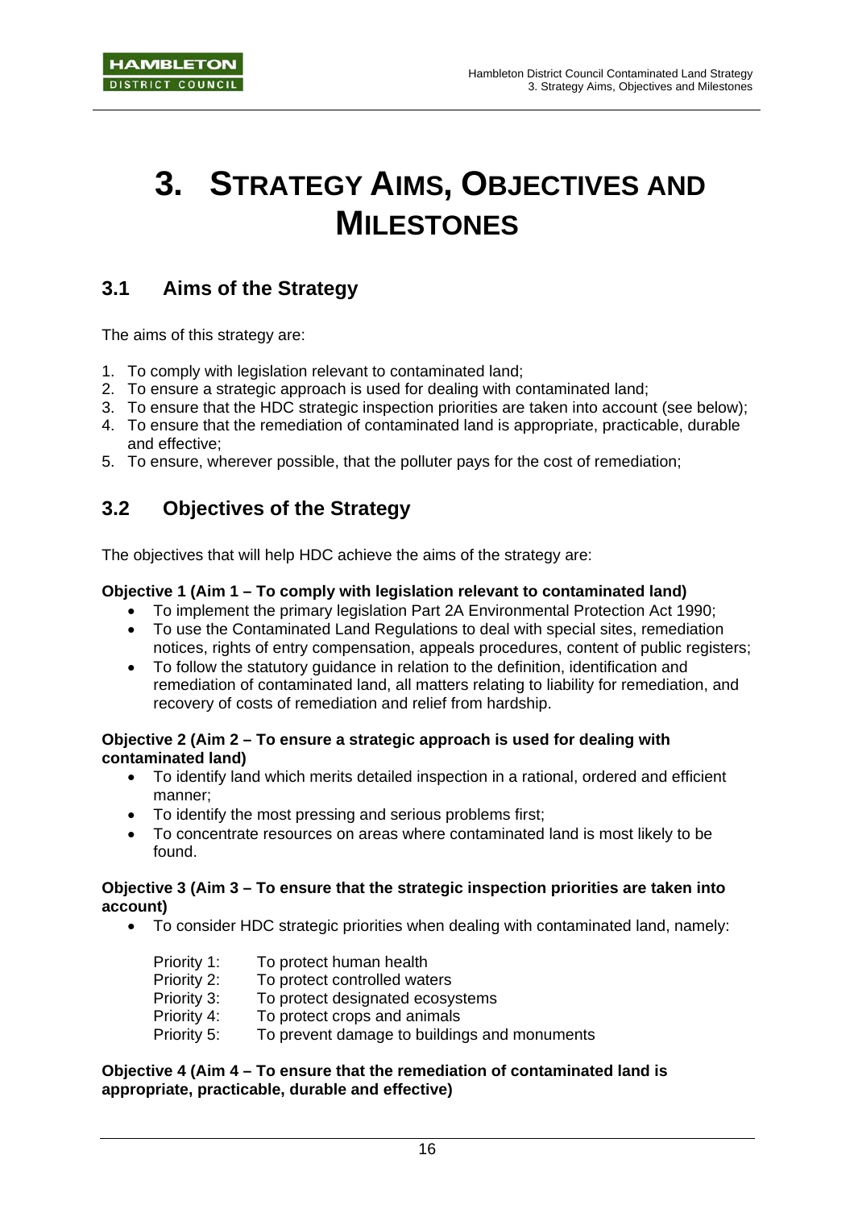# 3. STRATEGY AIMS, OBJECTIVES AND MILESTONES

## 3.1 Aims of the Strategy

The aims of this strategy are:

1. To comply with legislation relevant to contaminated land;
2. To ensure a strategic approach is used for dealing with contaminated land;
3. To ensure that the HDC strategic inspection priorities are taken into account (see below);
4. To ensure that the remediation of contaminated land is appropriate, practicable, durable and effective;
5. To ensure, wherever possible, that the polluter pays for the cost of remediation;

## 3.2 Objectives of the Strategy

The objectives that will help HDC achieve the aims of the strategy are:

**Objective 1 (Aim 1 – To comply with legislation relevant to contaminated land)**

- To implement the primary legislation Part 2A Environmental Protection Act 1990;
- To use the Contaminated Land Regulations to deal with special sites, remediation notices, rights of entry compensation, appeals procedures, content of public registers;
- To follow the statutory guidance in relation to the definition, identification and remediation of contaminated land, all matters relating to liability for remediation, and recovery of costs of remediation and relief from hardship.

**Objective 2 (Aim 2 – To ensure a strategic approach is used for dealing with contaminated land)**

- To identify land which merits detailed inspection in a rational, ordered and efficient manner;
- To identify the most pressing and serious problems first;
- To concentrate resources on areas where contaminated land is most likely to be found.

**Objective 3 (Aim 3 – To ensure that the strategic inspection priorities are taken into account)**

- To consider HDC strategic priorities when dealing with contaminated land, namely:

  Priority 1: To protect human health
  Priority 2: To protect controlled waters
  Priority 3: To protect designated ecosystems
  Priority 4: To protect crops and animals
  Priority 5: To prevent damage to buildings and monuments

**Objective 4 (Aim 4 – To ensure that the remediation of contaminated land is appropriate, practicable, durable and effective)**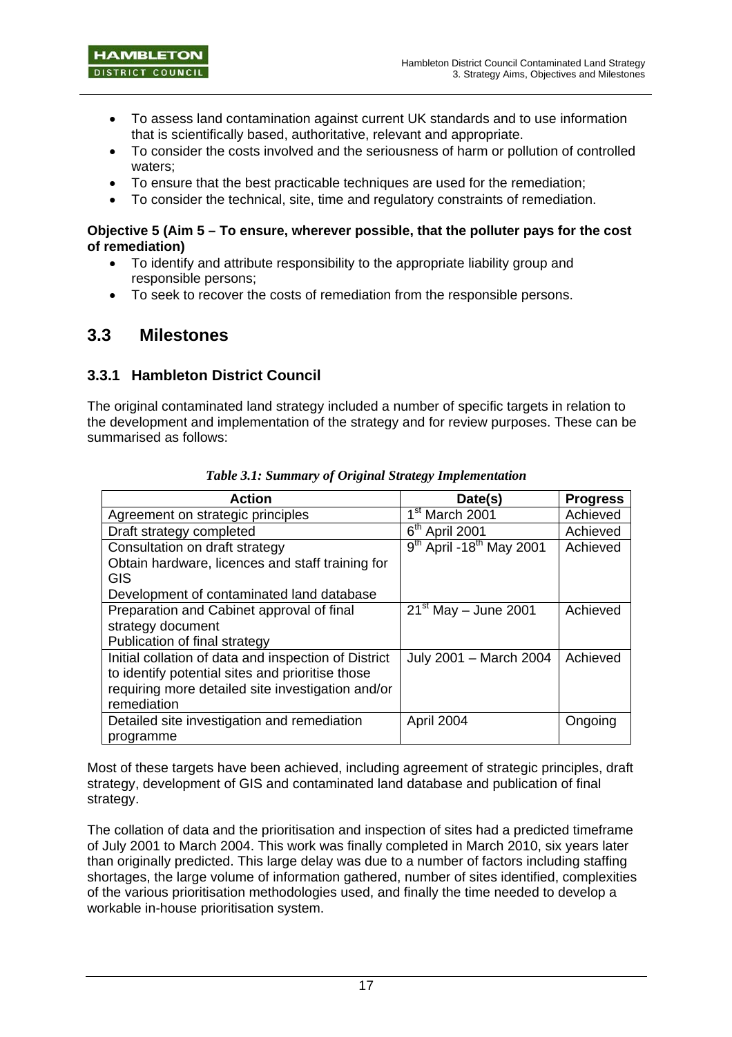- To assess land contamination against current UK standards and to use information that is scientifically based, authoritative, relevant and appropriate.
- To consider the costs involved and the seriousness of harm or pollution of controlled waters;
- To ensure that the best practicable techniques are used for the remediation;
- To consider the technical, site, time and regulatory constraints of remediation.

**Objective 5 (Aim 5 – To ensure, wherever possible, that the polluter pays for the cost of remediation)**

- To identify and attribute responsibility to the appropriate liability group and responsible persons;
- To seek to recover the costs of remediation from the responsible persons.

## 3.3 Milestones

### 3.3.1 Hambleton District Council

The original contaminated land strategy included a number of specific targets in relation to the development and implementation of the strategy and for review purposes. These can be summarised as follows:

*Table 3.1: Summary of Original Strategy Implementation*

| Action | Date(s) | Progress |
|---|---|---|
| Agreement on strategic principles | 1st March 2001 | Achieved |
| Draft strategy completed | 6th April 2001 | Achieved |
| Consultation on draft strategy<br>Obtain hardware, licences and staff training for GIS<br>Development of contaminated land database | 9th April -18th May 2001 | Achieved |
| Preparation and Cabinet approval of final strategy document<br>Publication of final strategy | 21st May – June 2001 | Achieved |
| Initial collation of data and inspection of District to identify potential sites and prioritise those requiring more detailed site investigation and/or remediation | July 2001 – March 2004 | Achieved |
| Detailed site investigation and remediation programme | April 2004 | Ongoing |

Most of these targets have been achieved, including agreement of strategic principles, draft strategy, development of GIS and contaminated land database and publication of final strategy.

The collation of data and the prioritisation and inspection of sites had a predicted timeframe of July 2001 to March 2004. This work was finally completed in March 2010, six years later than originally predicted. This large delay was due to a number of factors including staffing shortages, the large volume of information gathered, number of sites identified, complexities of the various prioritisation methodologies used, and finally the time needed to develop a workable in-house prioritisation system.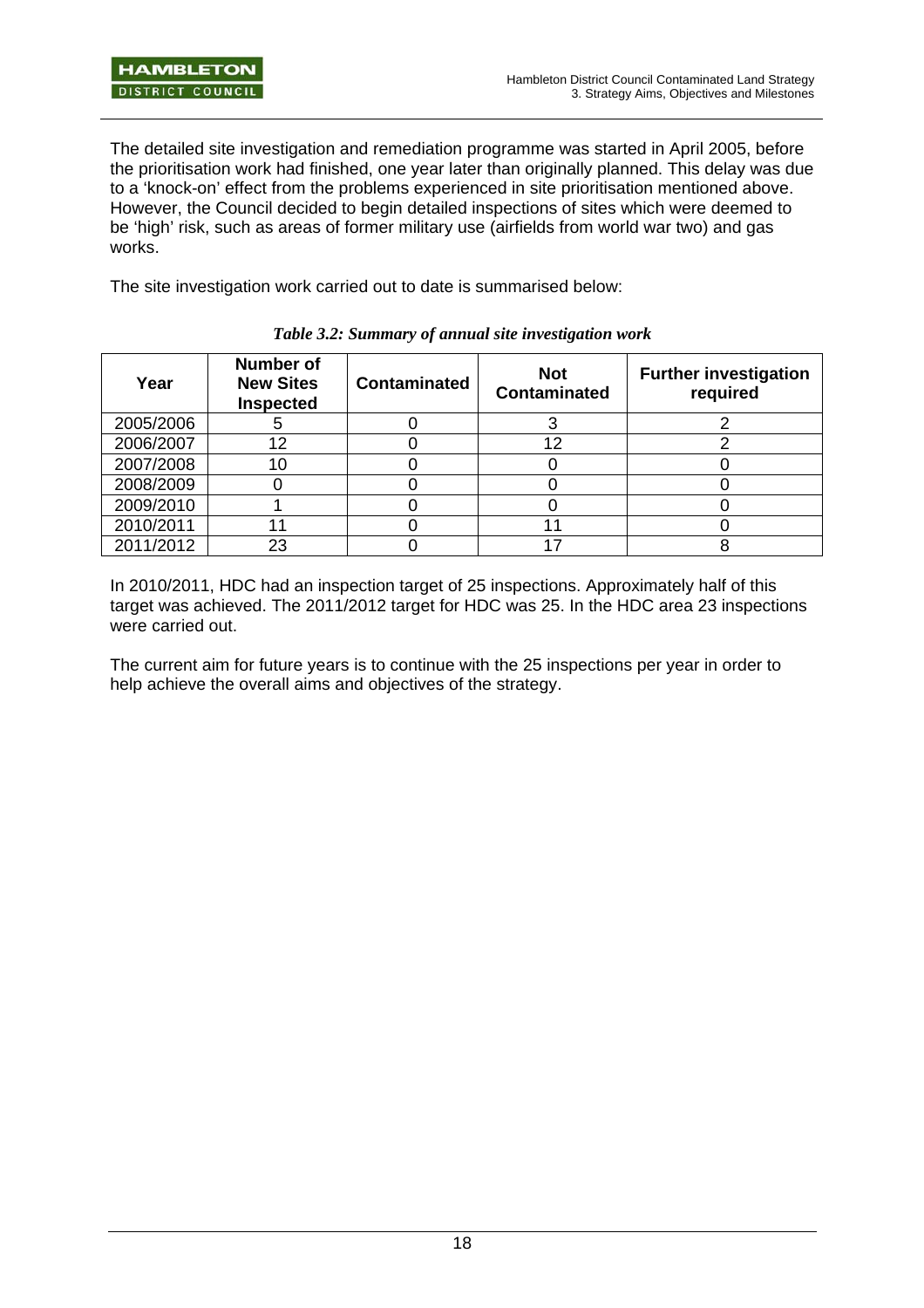The detailed site investigation and remediation programme was started in April 2005, before the prioritisation work had finished, one year later than originally planned. This delay was due to a 'knock-on' effect from the problems experienced in site prioritisation mentioned above. However, the Council decided to begin detailed inspections of sites which were deemed to be 'high' risk, such as areas of former military use (airfields from world war two) and gas works.

The site investigation work carried out to date is summarised below:

*Table 3.2: Summary of annual site investigation work*

| Year | Number of New Sites Inspected | Contaminated | Not Contaminated | Further investigation required |
|---|---|---|---|---|
| 2005/2006 | 5 | 0 | 3 | 2 |
| 2006/2007 | 12 | 0 | 12 | 2 |
| 2007/2008 | 10 | 0 | 0 | 0 |
| 2008/2009 | 0 | 0 | 0 | 0 |
| 2009/2010 | 1 | 0 | 0 | 0 |
| 2010/2011 | 11 | 0 | 11 | 0 |
| 2011/2012 | 23 | 0 | 17 | 8 |

In 2010/2011, HDC had an inspection target of 25 inspections. Approximately half of this target was achieved. The 2011/2012 target for HDC was 25. In the HDC area 23 inspections were carried out.

The current aim for future years is to continue with the 25 inspections per year in order to help achieve the overall aims and objectives of the strategy.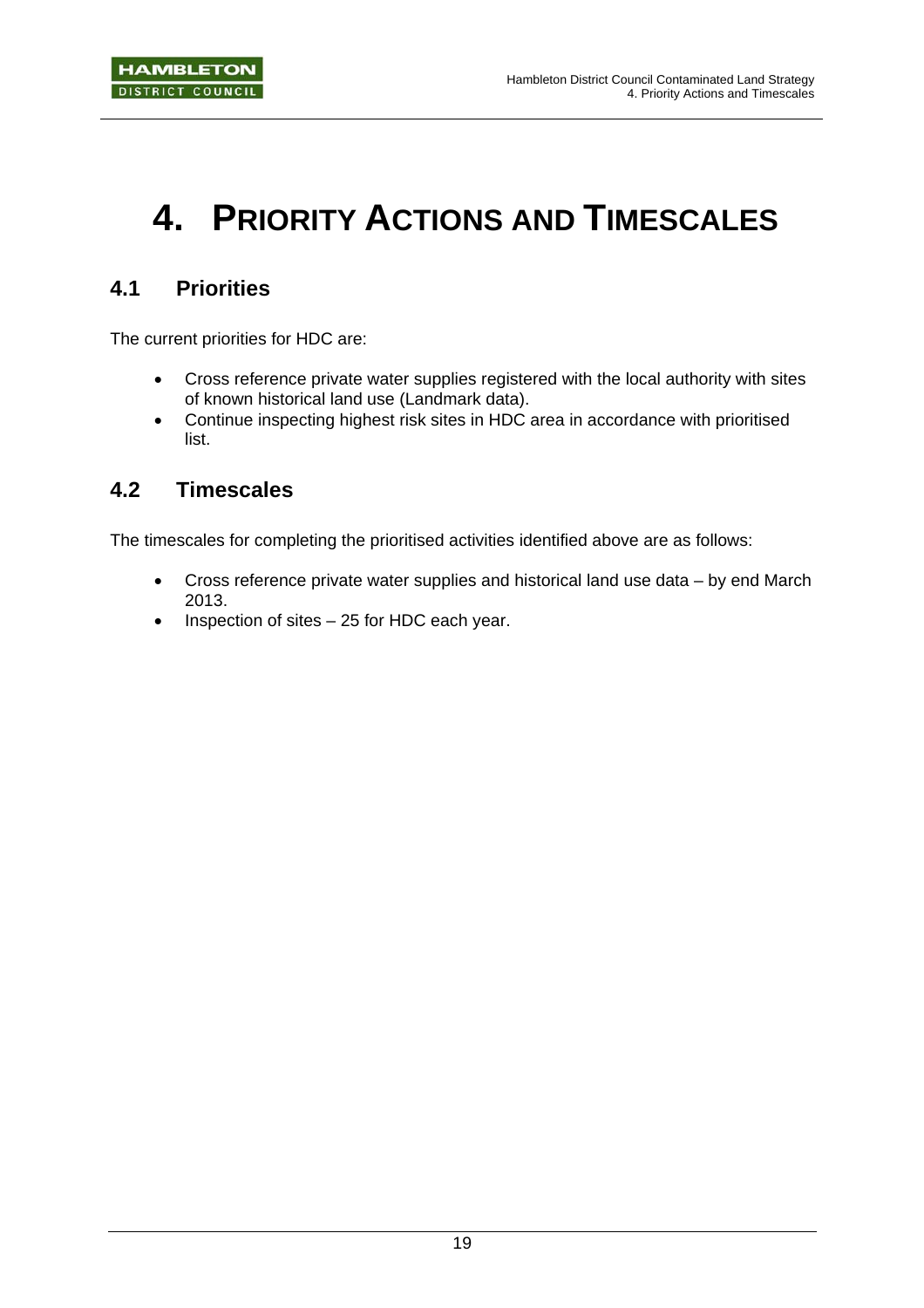# 4. PRIORITY ACTIONS AND TIMESCALES

## 4.1 Priorities

The current priorities for HDC are:

- Cross reference private water supplies registered with the local authority with sites of known historical land use (Landmark data).
- Continue inspecting highest risk sites in HDC area in accordance with prioritised list.

## 4.2 Timescales

The timescales for completing the prioritised activities identified above are as follows:

- Cross reference private water supplies and historical land use data – by end March 2013.
- Inspection of sites – 25 for HDC each year.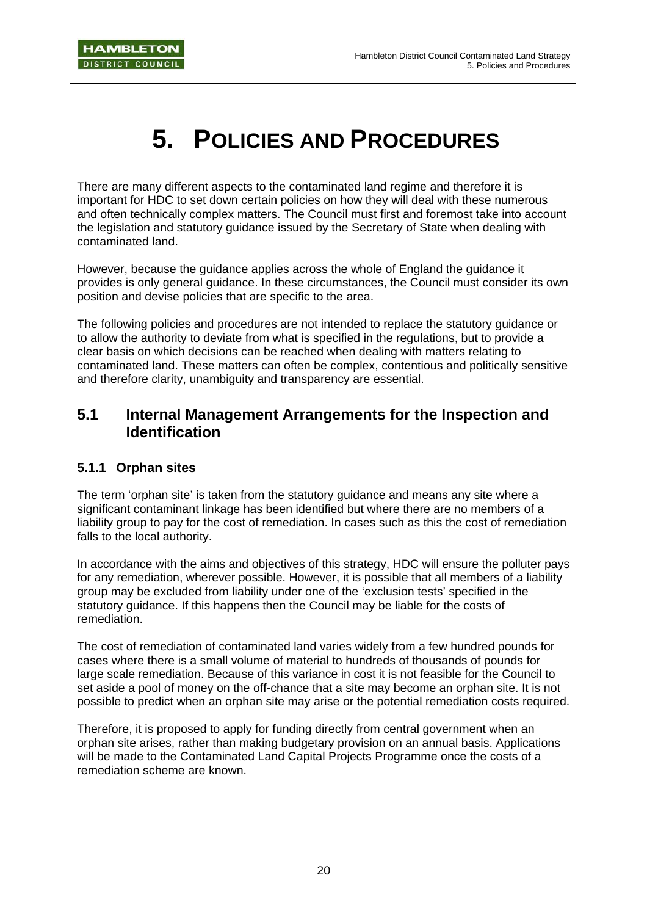# 5. POLICIES AND PROCEDURES

There are many different aspects to the contaminated land regime and therefore it is important for HDC to set down certain policies on how they will deal with these numerous and often technically complex matters. The Council must first and foremost take into account the legislation and statutory guidance issued by the Secretary of State when dealing with contaminated land.

However, because the guidance applies across the whole of England the guidance it provides is only general guidance. In these circumstances, the Council must consider its own position and devise policies that are specific to the area.

The following policies and procedures are not intended to replace the statutory guidance or to allow the authority to deviate from what is specified in the regulations, but to provide a clear basis on which decisions can be reached when dealing with matters relating to contaminated land. These matters can often be complex, contentious and politically sensitive and therefore clarity, unambiguity and transparency are essential.

## 5.1 Internal Management Arrangements for the Inspection and Identification

### 5.1.1 Orphan sites

The term 'orphan site' is taken from the statutory guidance and means any site where a significant contaminant linkage has been identified but where there are no members of a liability group to pay for the cost of remediation. In cases such as this the cost of remediation falls to the local authority.

In accordance with the aims and objectives of this strategy, HDC will ensure the polluter pays for any remediation, wherever possible. However, it is possible that all members of a liability group may be excluded from liability under one of the 'exclusion tests' specified in the statutory guidance. If this happens then the Council may be liable for the costs of remediation.

The cost of remediation of contaminated land varies widely from a few hundred pounds for cases where there is a small volume of material to hundreds of thousands of pounds for large scale remediation. Because of this variance in cost it is not feasible for the Council to set aside a pool of money on the off-chance that a site may become an orphan site. It is not possible to predict when an orphan site may arise or the potential remediation costs required.

Therefore, it is proposed to apply for funding directly from central government when an orphan site arises, rather than making budgetary provision on an annual basis. Applications will be made to the Contaminated Land Capital Projects Programme once the costs of a remediation scheme are known.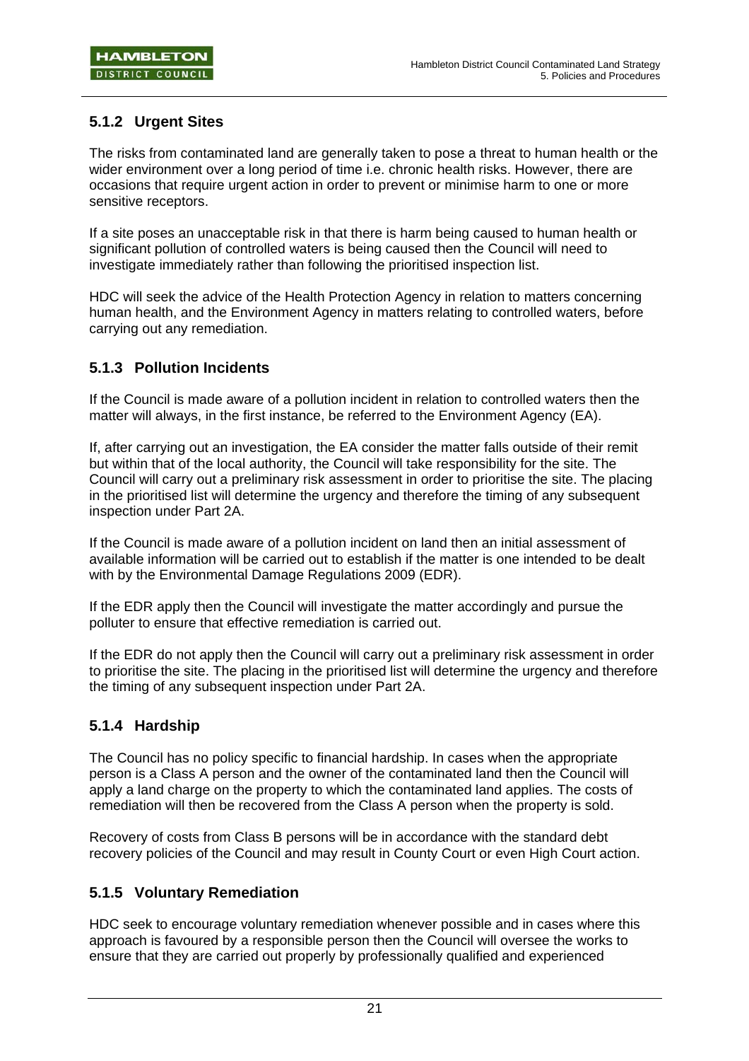### 5.1.2 Urgent Sites

The risks from contaminated land are generally taken to pose a threat to human health or the wider environment over a long period of time i.e. chronic health risks. However, there are occasions that require urgent action in order to prevent or minimise harm to one or more sensitive receptors.

If a site poses an unacceptable risk in that there is harm being caused to human health or significant pollution of controlled waters is being caused then the Council will need to investigate immediately rather than following the prioritised inspection list.

HDC will seek the advice of the Health Protection Agency in relation to matters concerning human health, and the Environment Agency in matters relating to controlled waters, before carrying out any remediation.

### 5.1.3 Pollution Incidents

If the Council is made aware of a pollution incident in relation to controlled waters then the matter will always, in the first instance, be referred to the Environment Agency (EA).

If, after carrying out an investigation, the EA consider the matter falls outside of their remit but within that of the local authority, the Council will take responsibility for the site. The Council will carry out a preliminary risk assessment in order to prioritise the site. The placing in the prioritised list will determine the urgency and therefore the timing of any subsequent inspection under Part 2A.

If the Council is made aware of a pollution incident on land then an initial assessment of available information will be carried out to establish if the matter is one intended to be dealt with by the Environmental Damage Regulations 2009 (EDR).

If the EDR apply then the Council will investigate the matter accordingly and pursue the polluter to ensure that effective remediation is carried out.

If the EDR do not apply then the Council will carry out a preliminary risk assessment in order to prioritise the site. The placing in the prioritised list will determine the urgency and therefore the timing of any subsequent inspection under Part 2A.

### 5.1.4 Hardship

The Council has no policy specific to financial hardship. In cases when the appropriate person is a Class A person and the owner of the contaminated land then the Council will apply a land charge on the property to which the contaminated land applies. The costs of remediation will then be recovered from the Class A person when the property is sold.

Recovery of costs from Class B persons will be in accordance with the standard debt recovery policies of the Council and may result in County Court or even High Court action.

### 5.1.5 Voluntary Remediation

HDC seek to encourage voluntary remediation whenever possible and in cases where this approach is favoured by a responsible person then the Council will oversee the works to ensure that they are carried out properly by professionally qualified and experienced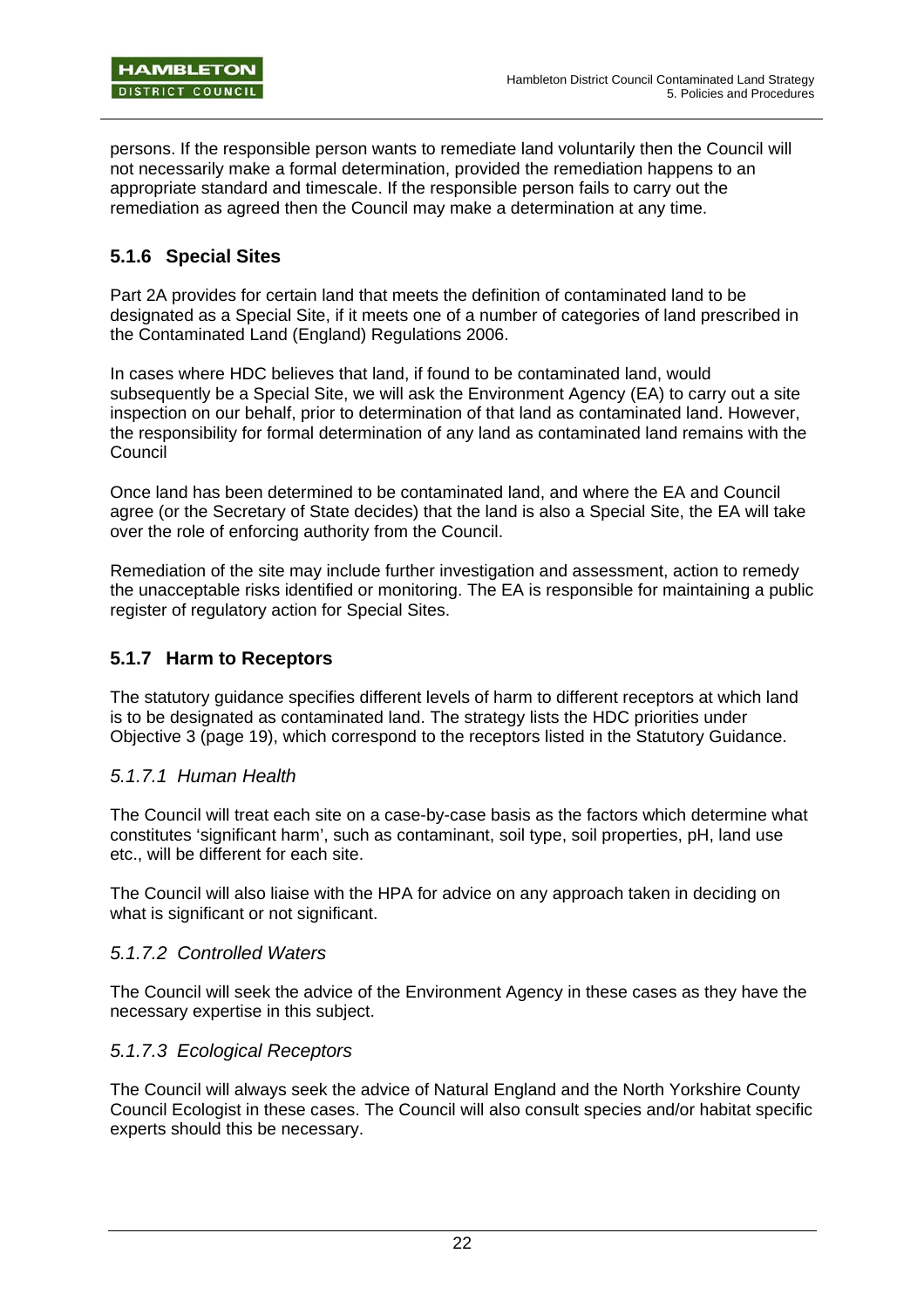persons. If the responsible person wants to remediate land voluntarily then the Council will not necessarily make a formal determination, provided the remediation happens to an appropriate standard and timescale. If the responsible person fails to carry out the remediation as agreed then the Council may make a determination at any time.

### 5.1.6 Special Sites

Part 2A provides for certain land that meets the definition of contaminated land to be designated as a Special Site, if it meets one of a number of categories of land prescribed in the Contaminated Land (England) Regulations 2006.

In cases where HDC believes that land, if found to be contaminated land, would subsequently be a Special Site, we will ask the Environment Agency (EA) to carry out a site inspection on our behalf, prior to determination of that land as contaminated land. However, the responsibility for formal determination of any land as contaminated land remains with the Council

Once land has been determined to be contaminated land, and where the EA and Council agree (or the Secretary of State decides) that the land is also a Special Site, the EA will take over the role of enforcing authority from the Council.

Remediation of the site may include further investigation and assessment, action to remedy the unacceptable risks identified or monitoring. The EA is responsible for maintaining a public register of regulatory action for Special Sites.

### 5.1.7 Harm to Receptors

The statutory guidance specifies different levels of harm to different receptors at which land is to be designated as contaminated land. The strategy lists the HDC priorities under Objective 3 (page 19), which correspond to the receptors listed in the Statutory Guidance.

#### *5.1.7.1 Human Health*

The Council will treat each site on a case-by-case basis as the factors which determine what constitutes 'significant harm', such as contaminant, soil type, soil properties, pH, land use etc., will be different for each site.

The Council will also liaise with the HPA for advice on any approach taken in deciding on what is significant or not significant.

#### *5.1.7.2 Controlled Waters*

The Council will seek the advice of the Environment Agency in these cases as they have the necessary expertise in this subject.

#### *5.1.7.3 Ecological Receptors*

The Council will always seek the advice of Natural England and the North Yorkshire County Council Ecologist in these cases. The Council will also consult species and/or habitat specific experts should this be necessary.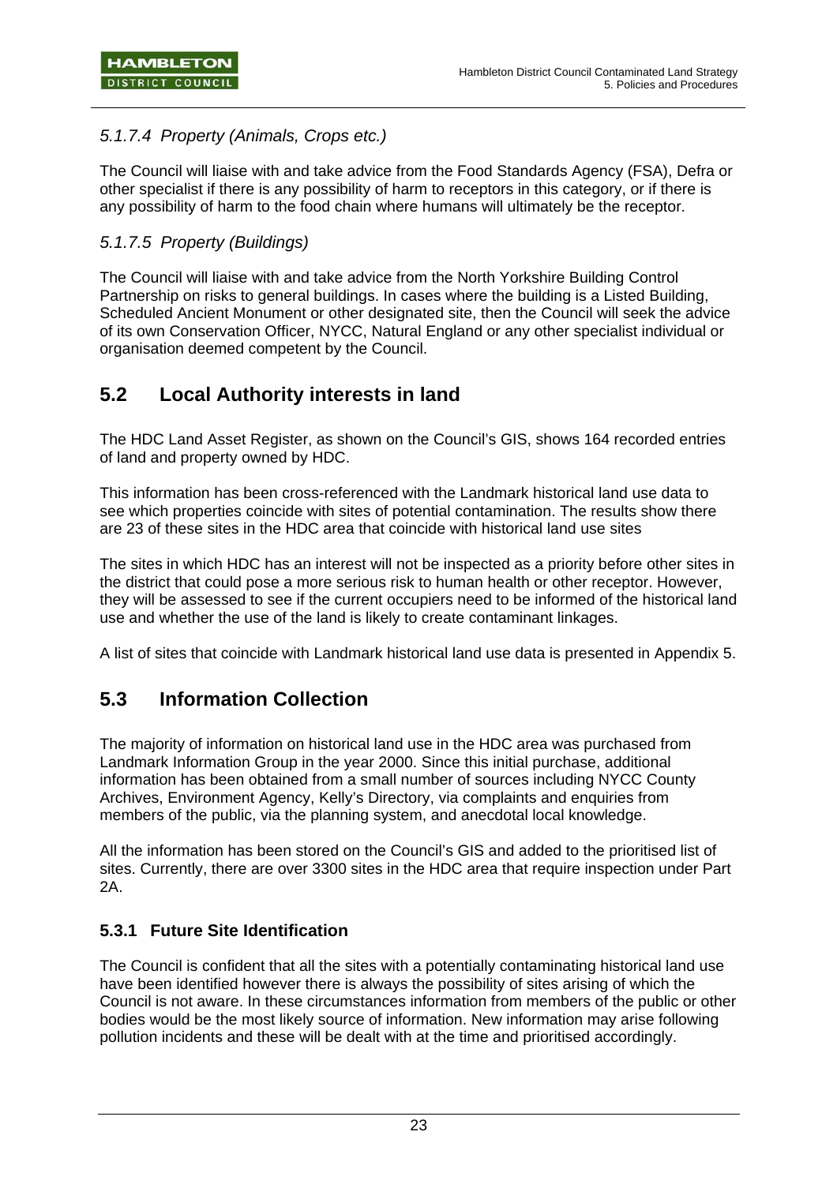#### *5.1.7.4 Property (Animals, Crops etc.)*

The Council will liaise with and take advice from the Food Standards Agency (FSA), Defra or other specialist if there is any possibility of harm to receptors in this category, or if there is any possibility of harm to the food chain where humans will ultimately be the receptor.

#### *5.1.7.5 Property (Buildings)*

The Council will liaise with and take advice from the North Yorkshire Building Control Partnership on risks to general buildings. In cases where the building is a Listed Building, Scheduled Ancient Monument or other designated site, then the Council will seek the advice of its own Conservation Officer, NYCC, Natural England or any other specialist individual or organisation deemed competent by the Council.

## 5.2 Local Authority interests in land

The HDC Land Asset Register, as shown on the Council's GIS, shows 164 recorded entries of land and property owned by HDC.

This information has been cross-referenced with the Landmark historical land use data to see which properties coincide with sites of potential contamination. The results show there are 23 of these sites in the HDC area that coincide with historical land use sites

The sites in which HDC has an interest will not be inspected as a priority before other sites in the district that could pose a more serious risk to human health or other receptor. However, they will be assessed to see if the current occupiers need to be informed of the historical land use and whether the use of the land is likely to create contaminant linkages.

A list of sites that coincide with Landmark historical land use data is presented in Appendix 5.

## 5.3 Information Collection

The majority of information on historical land use in the HDC area was purchased from Landmark Information Group in the year 2000. Since this initial purchase, additional information has been obtained from a small number of sources including NYCC County Archives, Environment Agency, Kelly's Directory, via complaints and enquiries from members of the public, via the planning system, and anecdotal local knowledge.

All the information has been stored on the Council's GIS and added to the prioritised list of sites. Currently, there are over 3300 sites in the HDC area that require inspection under Part 2A.

### 5.3.1 Future Site Identification

The Council is confident that all the sites with a potentially contaminating historical land use have been identified however there is always the possibility of sites arising of which the Council is not aware. In these circumstances information from members of the public or other bodies would be the most likely source of information. New information may arise following pollution incidents and these will be dealt with at the time and prioritised accordingly.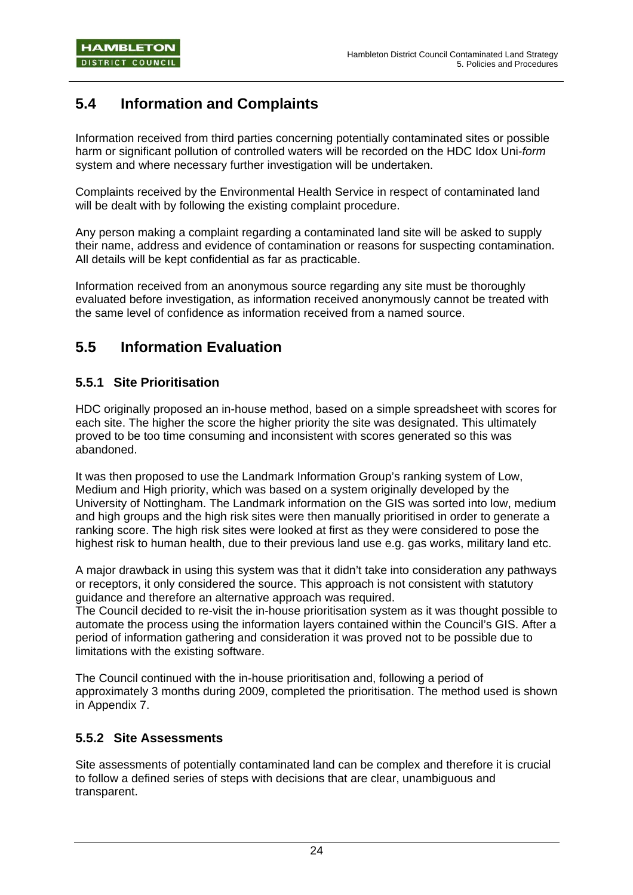## 5.4 Information and Complaints

Information received from third parties concerning potentially contaminated sites or possible harm or significant pollution of controlled waters will be recorded on the HDC Idox Uni-*form* system and where necessary further investigation will be undertaken.

Complaints received by the Environmental Health Service in respect of contaminated land will be dealt with by following the existing complaint procedure.

Any person making a complaint regarding a contaminated land site will be asked to supply their name, address and evidence of contamination or reasons for suspecting contamination. All details will be kept confidential as far as practicable.

Information received from an anonymous source regarding any site must be thoroughly evaluated before investigation, as information received anonymously cannot be treated with the same level of confidence as information received from a named source.

## 5.5 Information Evaluation

### 5.5.1 Site Prioritisation

HDC originally proposed an in-house method, based on a simple spreadsheet with scores for each site. The higher the score the higher priority the site was designated. This ultimately proved to be too time consuming and inconsistent with scores generated so this was abandoned.

It was then proposed to use the Landmark Information Group's ranking system of Low, Medium and High priority, which was based on a system originally developed by the University of Nottingham. The Landmark information on the GIS was sorted into low, medium and high groups and the high risk sites were then manually prioritised in order to generate a ranking score. The high risk sites were looked at first as they were considered to pose the highest risk to human health, due to their previous land use e.g. gas works, military land etc.

A major drawback in using this system was that it didn't take into consideration any pathways or receptors, it only considered the source. This approach is not consistent with statutory guidance and therefore an alternative approach was required.
The Council decided to re-visit the in-house prioritisation system as it was thought possible to automate the process using the information layers contained within the Council's GIS. After a period of information gathering and consideration it was proved not to be possible due to limitations with the existing software.

The Council continued with the in-house prioritisation and, following a period of approximately 3 months during 2009, completed the prioritisation. The method used is shown in Appendix 7.

### 5.5.2 Site Assessments

Site assessments of potentially contaminated land can be complex and therefore it is crucial to follow a defined series of steps with decisions that are clear, unambiguous and transparent.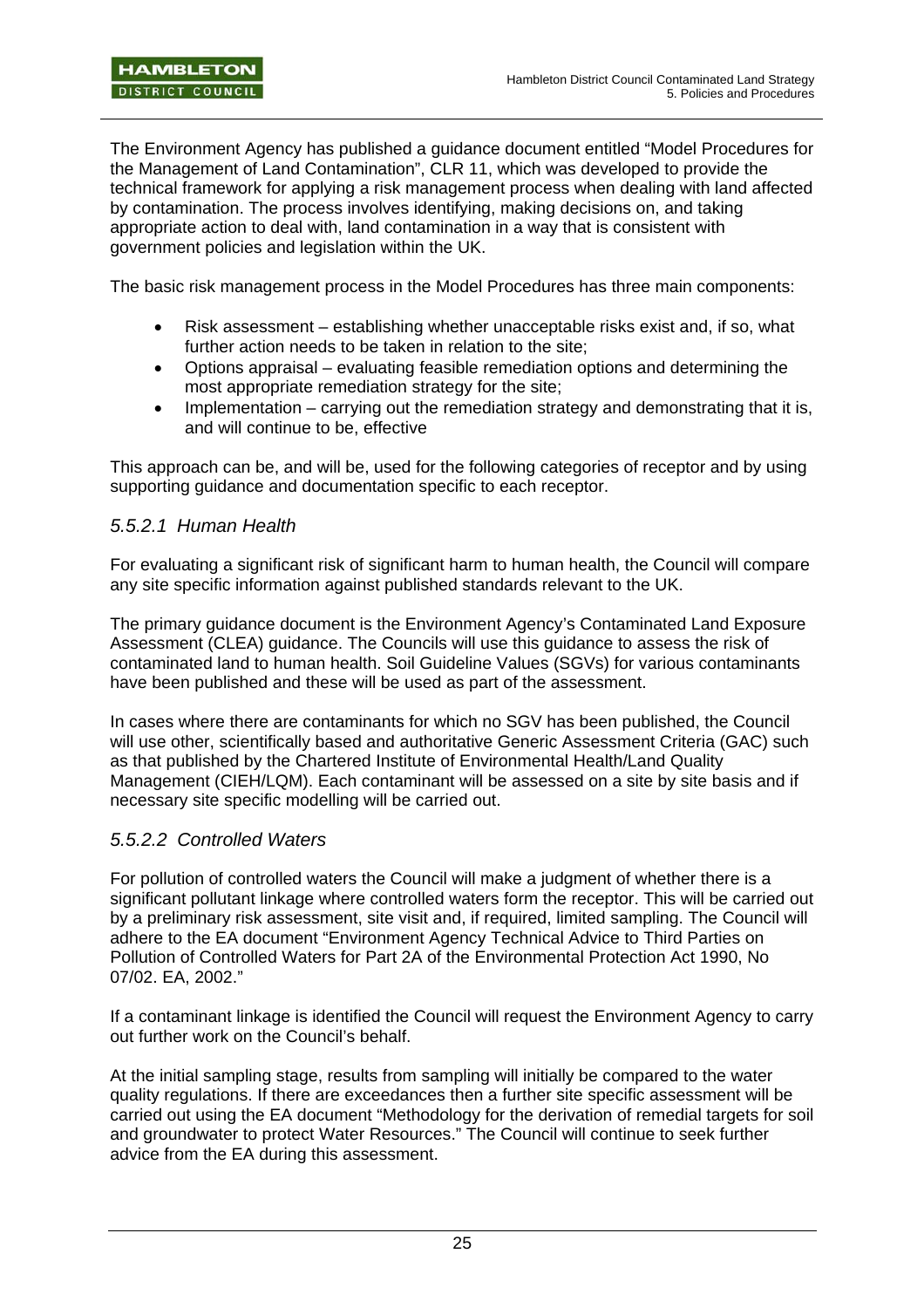The Environment Agency has published a guidance document entitled "Model Procedures for the Management of Land Contamination", CLR 11, which was developed to provide the technical framework for applying a risk management process when dealing with land affected by contamination. The process involves identifying, making decisions on, and taking appropriate action to deal with, land contamination in a way that is consistent with government policies and legislation within the UK.

The basic risk management process in the Model Procedures has three main components:

- Risk assessment – establishing whether unacceptable risks exist and, if so, what further action needs to be taken in relation to the site;
- Options appraisal – evaluating feasible remediation options and determining the most appropriate remediation strategy for the site;
- Implementation – carrying out the remediation strategy and demonstrating that it is, and will continue to be, effective

This approach can be, and will be, used for the following categories of receptor and by using supporting guidance and documentation specific to each receptor.

### *5.5.2.1 Human Health*

For evaluating a significant risk of significant harm to human health, the Council will compare any site specific information against published standards relevant to the UK.

The primary guidance document is the Environment Agency's Contaminated Land Exposure Assessment (CLEA) guidance. The Councils will use this guidance to assess the risk of contaminated land to human health. Soil Guideline Values (SGVs) for various contaminants have been published and these will be used as part of the assessment.

In cases where there are contaminants for which no SGV has been published, the Council will use other, scientifically based and authoritative Generic Assessment Criteria (GAC) such as that published by the Chartered Institute of Environmental Health/Land Quality Management (CIEH/LQM). Each contaminant will be assessed on a site by site basis and if necessary site specific modelling will be carried out.

### *5.5.2.2 Controlled Waters*

For pollution of controlled waters the Council will make a judgment of whether there is a significant pollutant linkage where controlled waters form the receptor. This will be carried out by a preliminary risk assessment, site visit and, if required, limited sampling. The Council will adhere to the EA document "Environment Agency Technical Advice to Third Parties on Pollution of Controlled Waters for Part 2A of the Environmental Protection Act 1990, No 07/02. EA, 2002."

If a contaminant linkage is identified the Council will request the Environment Agency to carry out further work on the Council's behalf.

At the initial sampling stage, results from sampling will initially be compared to the water quality regulations. If there are exceedances then a further site specific assessment will be carried out using the EA document "Methodology for the derivation of remedial targets for soil and groundwater to protect Water Resources." The Council will continue to seek further advice from the EA during this assessment.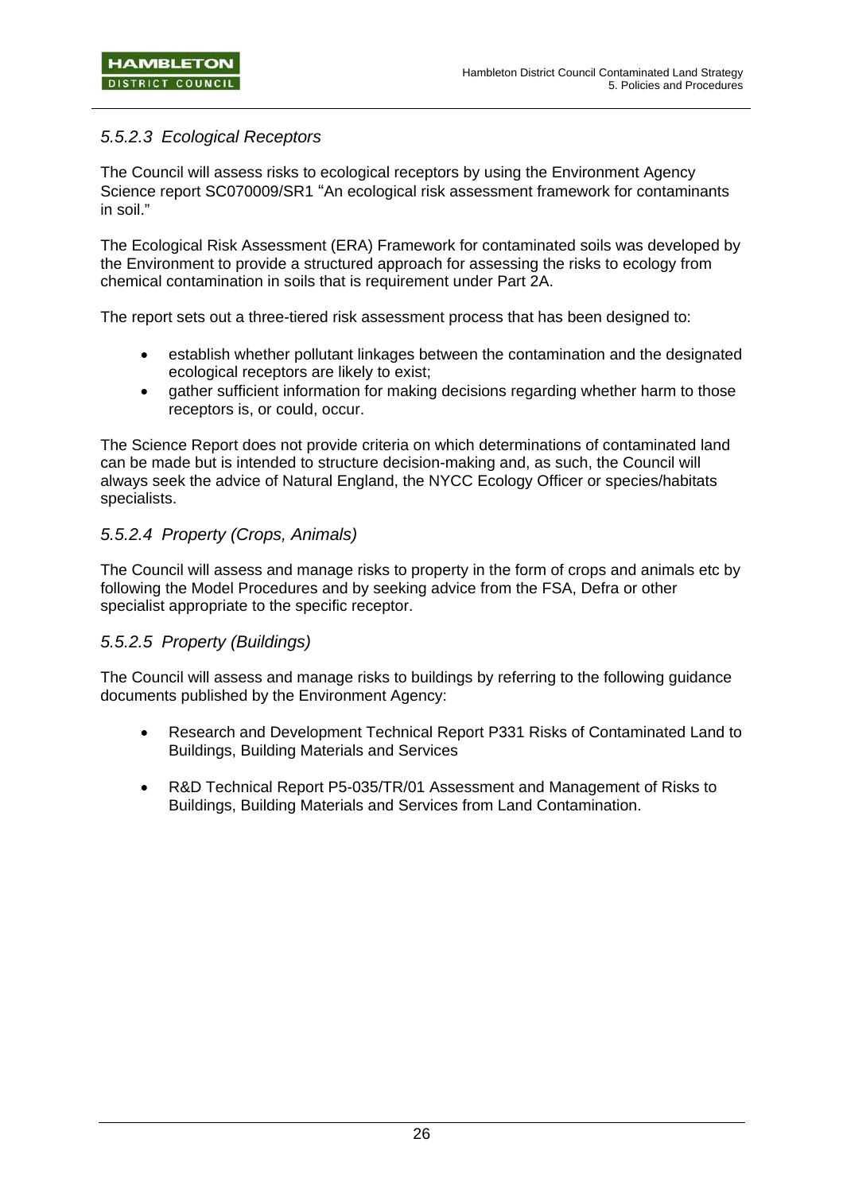#### *5.5.2.3 Ecological Receptors*

The Council will assess risks to ecological receptors by using the Environment Agency Science report SC070009/SR1 "An ecological risk assessment framework for contaminants in soil."

The Ecological Risk Assessment (ERA) Framework for contaminated soils was developed by the Environment to provide a structured approach for assessing the risks to ecology from chemical contamination in soils that is requirement under Part 2A.

The report sets out a three-tiered risk assessment process that has been designed to:

- establish whether pollutant linkages between the contamination and the designated ecological receptors are likely to exist;
- gather sufficient information for making decisions regarding whether harm to those receptors is, or could, occur.

The Science Report does not provide criteria on which determinations of contaminated land can be made but is intended to structure decision-making and, as such, the Council will always seek the advice of Natural England, the NYCC Ecology Officer or species/habitats specialists.

#### *5.5.2.4 Property (Crops, Animals)*

The Council will assess and manage risks to property in the form of crops and animals etc by following the Model Procedures and by seeking advice from the FSA, Defra or other specialist appropriate to the specific receptor.

#### *5.5.2.5 Property (Buildings)*

The Council will assess and manage risks to buildings by referring to the following guidance documents published by the Environment Agency:

- Research and Development Technical Report P331 Risks of Contaminated Land to Buildings, Building Materials and Services

- R&D Technical Report P5-035/TR/01 Assessment and Management of Risks to Buildings, Building Materials and Services from Land Contamination.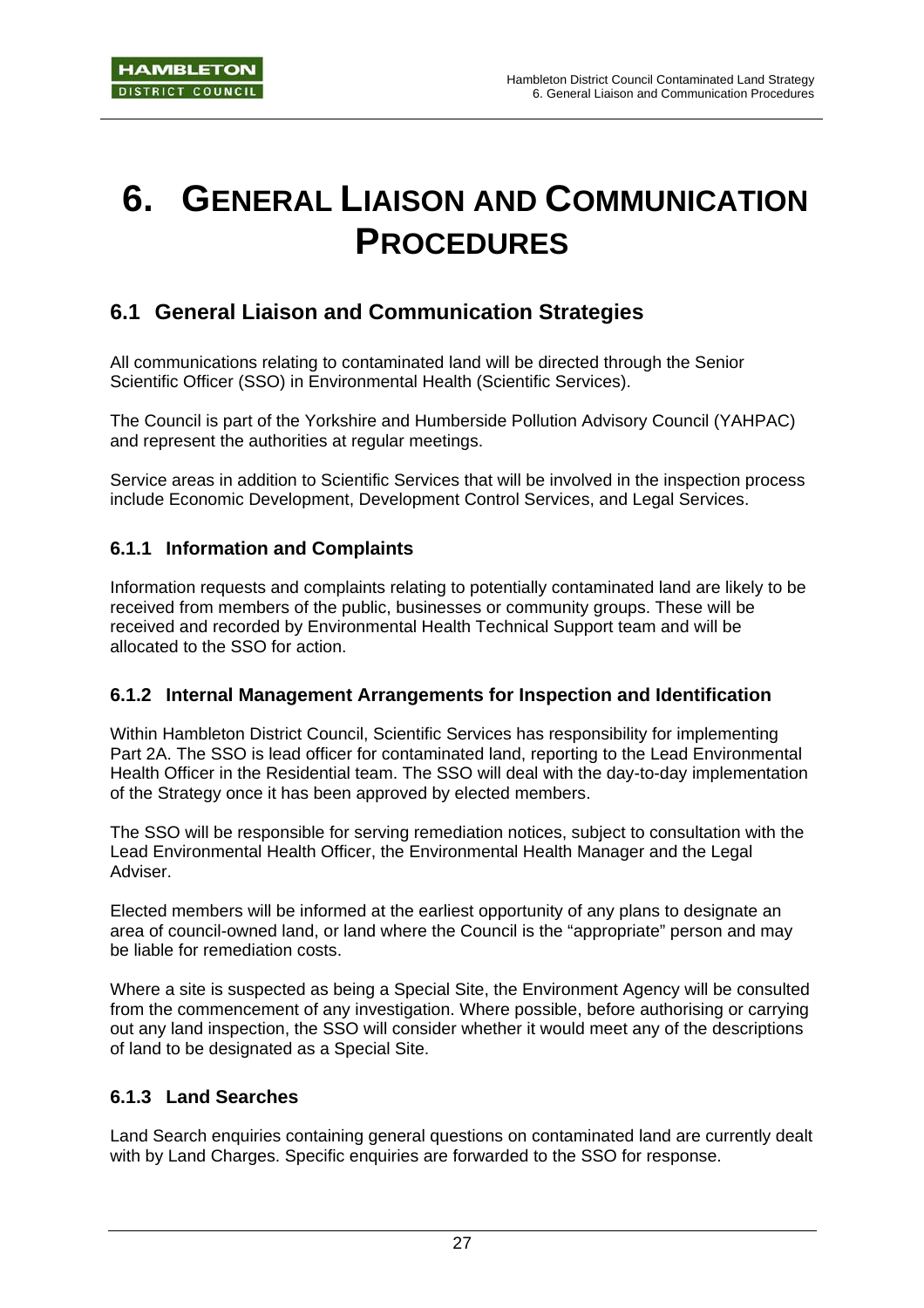# 6. GENERAL LIAISON AND COMMUNICATION PROCEDURES

## 6.1 General Liaison and Communication Strategies

All communications relating to contaminated land will be directed through the Senior Scientific Officer (SSO) in Environmental Health (Scientific Services).

The Council is part of the Yorkshire and Humberside Pollution Advisory Council (YAHPAC) and represent the authorities at regular meetings.

Service areas in addition to Scientific Services that will be involved in the inspection process include Economic Development, Development Control Services, and Legal Services.

### 6.1.1 Information and Complaints

Information requests and complaints relating to potentially contaminated land are likely to be received from members of the public, businesses or community groups. These will be received and recorded by Environmental Health Technical Support team and will be allocated to the SSO for action.

### 6.1.2 Internal Management Arrangements for Inspection and Identification

Within Hambleton District Council, Scientific Services has responsibility for implementing Part 2A. The SSO is lead officer for contaminated land, reporting to the Lead Environmental Health Officer in the Residential team. The SSO will deal with the day-to-day implementation of the Strategy once it has been approved by elected members.

The SSO will be responsible for serving remediation notices, subject to consultation with the Lead Environmental Health Officer, the Environmental Health Manager and the Legal Adviser.

Elected members will be informed at the earliest opportunity of any plans to designate an area of council-owned land, or land where the Council is the "appropriate" person and may be liable for remediation costs.

Where a site is suspected as being a Special Site, the Environment Agency will be consulted from the commencement of any investigation. Where possible, before authorising or carrying out any land inspection, the SSO will consider whether it would meet any of the descriptions of land to be designated as a Special Site.

### 6.1.3 Land Searches

Land Search enquiries containing general questions on contaminated land are currently dealt with by Land Charges. Specific enquiries are forwarded to the SSO for response.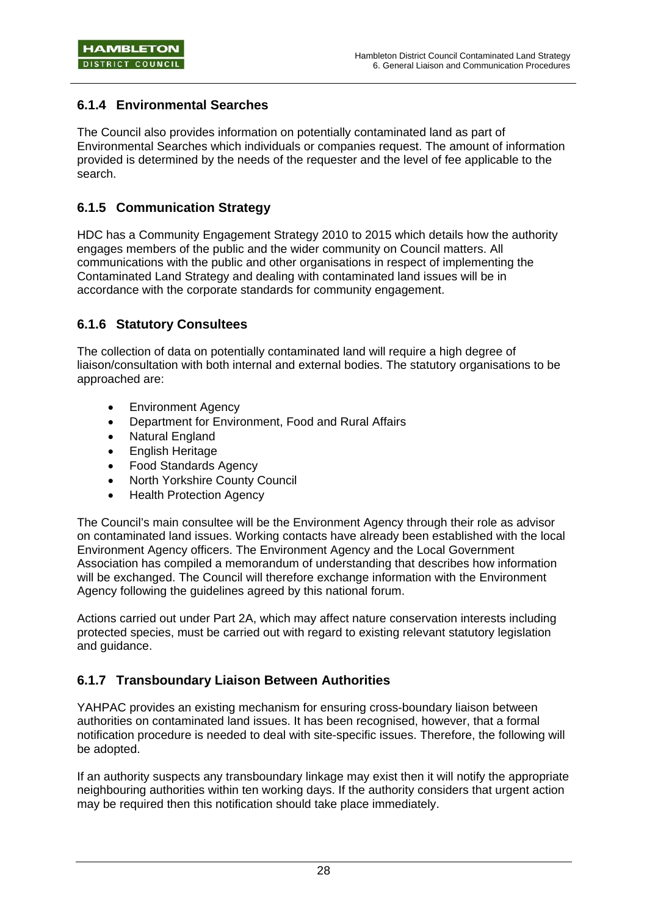### 6.1.4 Environmental Searches

The Council also provides information on potentially contaminated land as part of Environmental Searches which individuals or companies request. The amount of information provided is determined by the needs of the requester and the level of fee applicable to the search.

### 6.1.5 Communication Strategy

HDC has a Community Engagement Strategy 2010 to 2015 which details how the authority engages members of the public and the wider community on Council matters. All communications with the public and other organisations in respect of implementing the Contaminated Land Strategy and dealing with contaminated land issues will be in accordance with the corporate standards for community engagement.

### 6.1.6 Statutory Consultees

The collection of data on potentially contaminated land will require a high degree of liaison/consultation with both internal and external bodies. The statutory organisations to be approached are:

- Environment Agency
- Department for Environment, Food and Rural Affairs
- Natural England
- English Heritage
- Food Standards Agency
- North Yorkshire County Council
- Health Protection Agency

The Council's main consultee will be the Environment Agency through their role as advisor on contaminated land issues. Working contacts have already been established with the local Environment Agency officers. The Environment Agency and the Local Government Association has compiled a memorandum of understanding that describes how information will be exchanged. The Council will therefore exchange information with the Environment Agency following the guidelines agreed by this national forum.

Actions carried out under Part 2A, which may affect nature conservation interests including protected species, must be carried out with regard to existing relevant statutory legislation and guidance.

### 6.1.7 Transboundary Liaison Between Authorities

YAHPAC provides an existing mechanism for ensuring cross-boundary liaison between authorities on contaminated land issues. It has been recognised, however, that a formal notification procedure is needed to deal with site-specific issues. Therefore, the following will be adopted.

If an authority suspects any transboundary linkage may exist then it will notify the appropriate neighbouring authorities within ten working days. If the authority considers that urgent action may be required then this notification should take place immediately.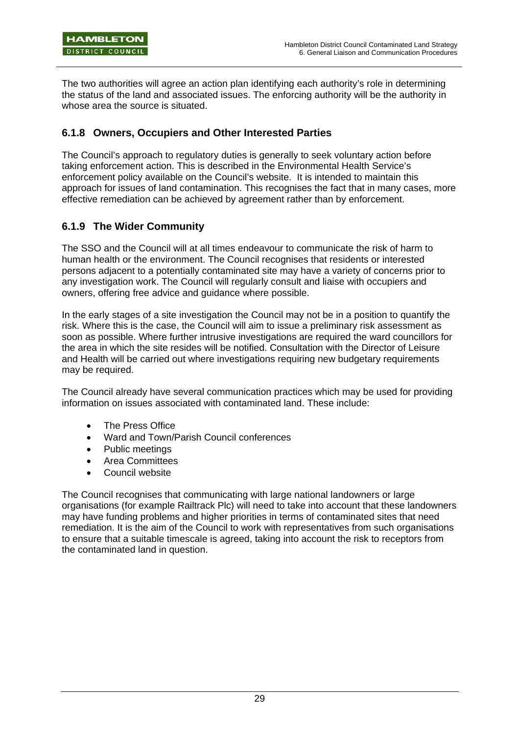The two authorities will agree an action plan identifying each authority's role in determining the status of the land and associated issues. The enforcing authority will be the authority in whose area the source is situated.

### 6.1.8 Owners, Occupiers and Other Interested Parties

The Council's approach to regulatory duties is generally to seek voluntary action before taking enforcement action. This is described in the Environmental Health Service's enforcement policy available on the Council's website. It is intended to maintain this approach for issues of land contamination. This recognises the fact that in many cases, more effective remediation can be achieved by agreement rather than by enforcement.

### 6.1.9 The Wider Community

The SSO and the Council will at all times endeavour to communicate the risk of harm to human health or the environment. The Council recognises that residents or interested persons adjacent to a potentially contaminated site may have a variety of concerns prior to any investigation work. The Council will regularly consult and liaise with occupiers and owners, offering free advice and guidance where possible.

In the early stages of a site investigation the Council may not be in a position to quantify the risk. Where this is the case, the Council will aim to issue a preliminary risk assessment as soon as possible. Where further intrusive investigations are required the ward councillors for the area in which the site resides will be notified. Consultation with the Director of Leisure and Health will be carried out where investigations requiring new budgetary requirements may be required.

The Council already have several communication practices which may be used for providing information on issues associated with contaminated land. These include:

- The Press Office
- Ward and Town/Parish Council conferences
- Public meetings
- Area Committees
- Council website

The Council recognises that communicating with large national landowners or large organisations (for example Railtrack Plc) will need to take into account that these landowners may have funding problems and higher priorities in terms of contaminated sites that need remediation. It is the aim of the Council to work with representatives from such organisations to ensure that a suitable timescale is agreed, taking into account the risk to receptors from the contaminated land in question.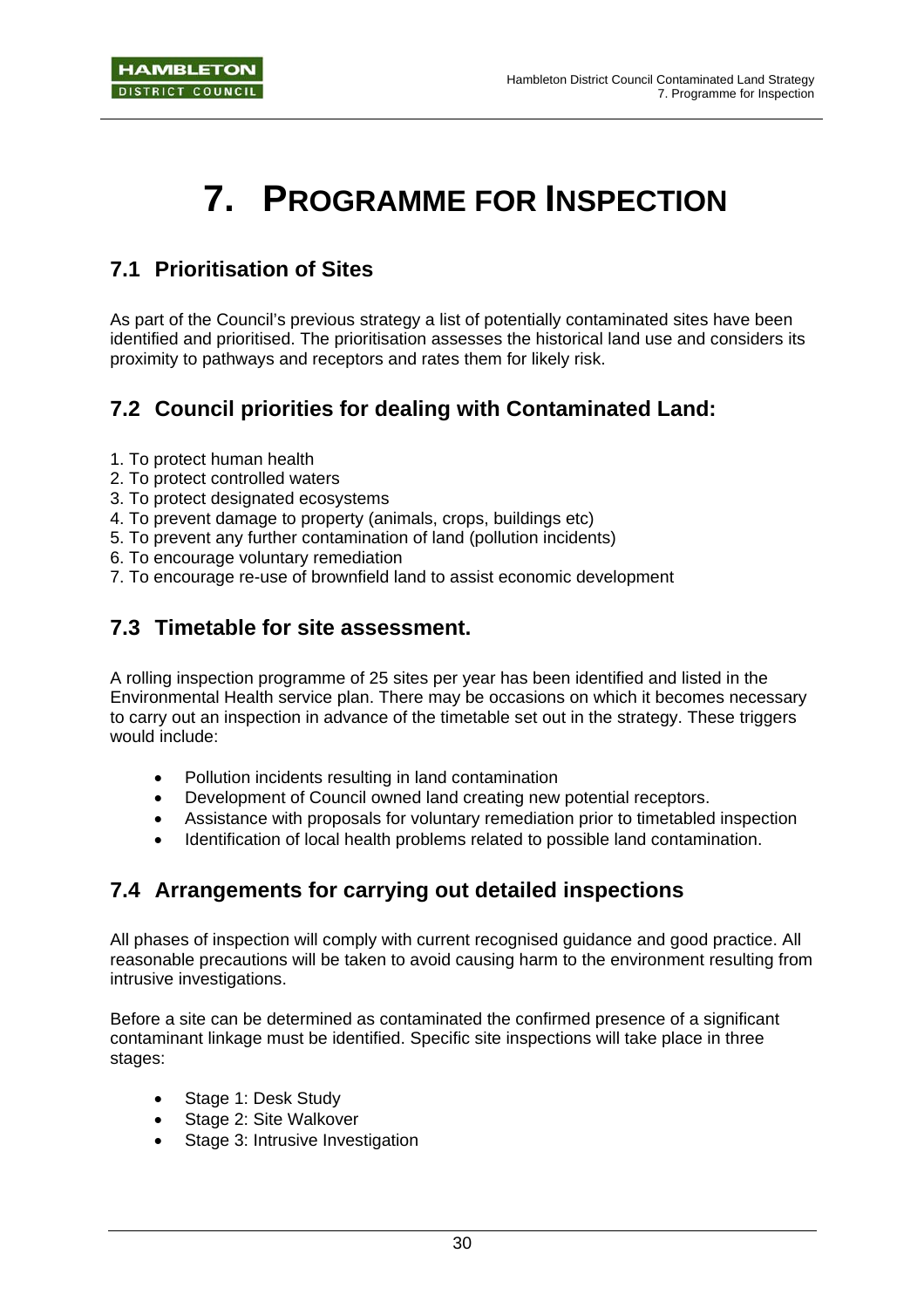# 7. PROGRAMME FOR INSPECTION

## 7.1 Prioritisation of Sites

As part of the Council's previous strategy a list of potentially contaminated sites have been identified and prioritised. The prioritisation assesses the historical land use and considers its proximity to pathways and receptors and rates them for likely risk.

## 7.2 Council priorities for dealing with Contaminated Land:

1. To protect human health
2. To protect controlled waters
3. To protect designated ecosystems
4. To prevent damage to property (animals, crops, buildings etc)
5. To prevent any further contamination of land (pollution incidents)
6. To encourage voluntary remediation
7. To encourage re-use of brownfield land to assist economic development

## 7.3 Timetable for site assessment.

A rolling inspection programme of 25 sites per year has been identified and listed in the Environmental Health service plan. There may be occasions on which it becomes necessary to carry out an inspection in advance of the timetable set out in the strategy. These triggers would include:

- Pollution incidents resulting in land contamination
- Development of Council owned land creating new potential receptors.
- Assistance with proposals for voluntary remediation prior to timetabled inspection
- Identification of local health problems related to possible land contamination.

## 7.4 Arrangements for carrying out detailed inspections

All phases of inspection will comply with current recognised guidance and good practice. All reasonable precautions will be taken to avoid causing harm to the environment resulting from intrusive investigations.

Before a site can be determined as contaminated the confirmed presence of a significant contaminant linkage must be identified. Specific site inspections will take place in three stages:

- Stage 1: Desk Study
- Stage 2: Site Walkover
- Stage 3: Intrusive Investigation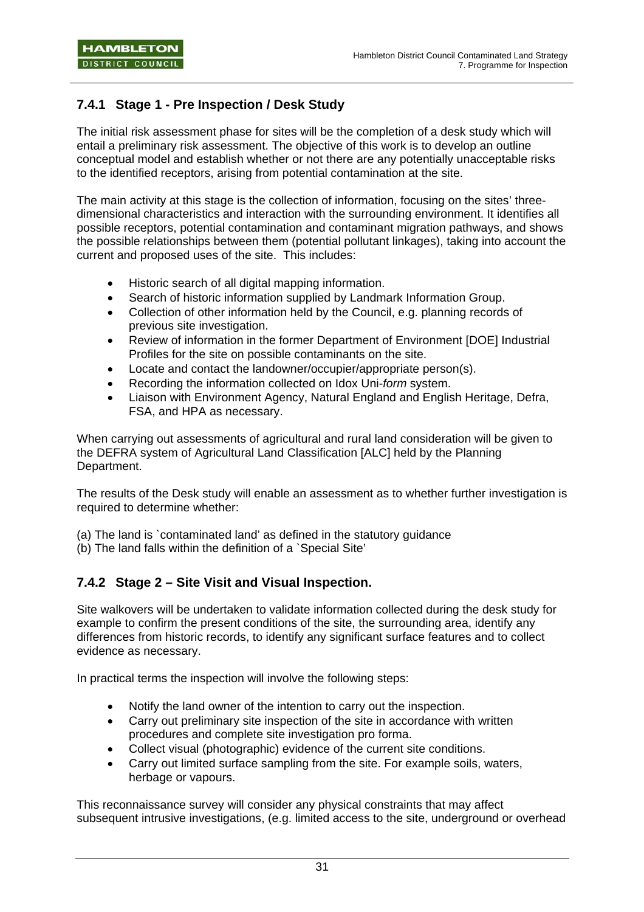### 7.4.1 Stage 1 - Pre Inspection / Desk Study

The initial risk assessment phase for sites will be the completion of a desk study which will entail a preliminary risk assessment. The objective of this work is to develop an outline conceptual model and establish whether or not there are any potentially unacceptable risks to the identified receptors, arising from potential contamination at the site.

The main activity at this stage is the collection of information, focusing on the sites' three-dimensional characteristics and interaction with the surrounding environment. It identifies all possible receptors, potential contamination and contaminant migration pathways, and shows the possible relationships between them (potential pollutant linkages), taking into account the current and proposed uses of the site. This includes:

- Historic search of all digital mapping information.
- Search of historic information supplied by Landmark Information Group.
- Collection of other information held by the Council, e.g. planning records of previous site investigation.
- Review of information in the former Department of Environment [DOE] Industrial Profiles for the site on possible contaminants on the site.
- Locate and contact the landowner/occupier/appropriate person(s).
- Recording the information collected on Idox Uni-*form* system.
- Liaison with Environment Agency, Natural England and English Heritage, Defra, FSA, and HPA as necessary.

When carrying out assessments of agricultural and rural land consideration will be given to the DEFRA system of Agricultural Land Classification [ALC] held by the Planning Department.

The results of the Desk study will enable an assessment as to whether further investigation is required to determine whether:

(a) The land is `contaminated land' as defined in the statutory guidance
(b) The land falls within the definition of a `Special Site'

### 7.4.2 Stage 2 – Site Visit and Visual Inspection.

Site walkovers will be undertaken to validate information collected during the desk study for example to confirm the present conditions of the site, the surrounding area, identify any differences from historic records, to identify any significant surface features and to collect evidence as necessary.

In practical terms the inspection will involve the following steps:

- Notify the land owner of the intention to carry out the inspection.
- Carry out preliminary site inspection of the site in accordance with written procedures and complete site investigation pro forma.
- Collect visual (photographic) evidence of the current site conditions.
- Carry out limited surface sampling from the site. For example soils, waters, herbage or vapours.

This reconnaissance survey will consider any physical constraints that may affect subsequent intrusive investigations, (e.g. limited access to the site, underground or overhead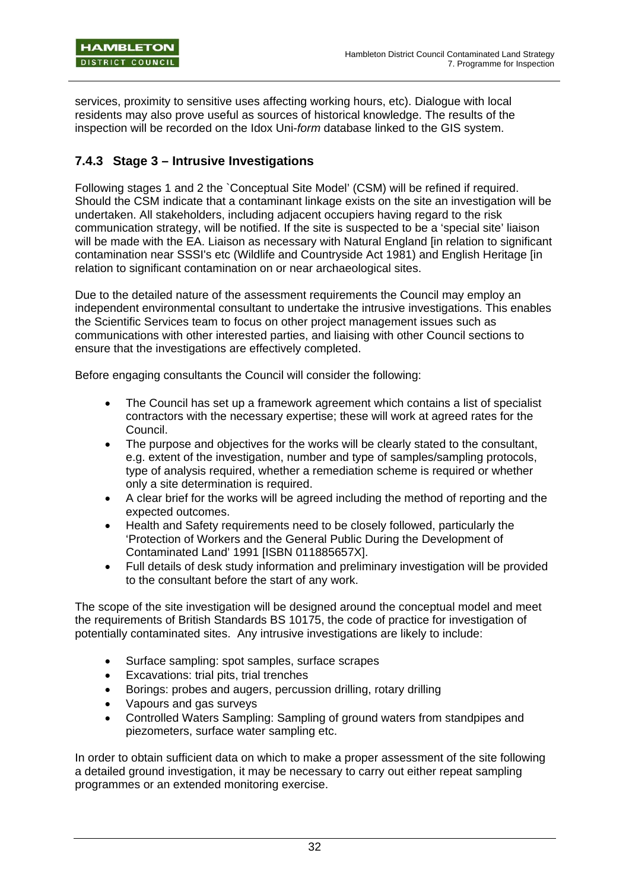services, proximity to sensitive uses affecting working hours, etc). Dialogue with local residents may also prove useful as sources of historical knowledge. The results of the inspection will be recorded on the Idox Uni-*form* database linked to the GIS system.

### 7.4.3 Stage 3 – Intrusive Investigations

Following stages 1 and 2 the `Conceptual Site Model' (CSM) will be refined if required. Should the CSM indicate that a contaminant linkage exists on the site an investigation will be undertaken. All stakeholders, including adjacent occupiers having regard to the risk communication strategy, will be notified. If the site is suspected to be a 'special site' liaison will be made with the EA. Liaison as necessary with Natural England [in relation to significant contamination near SSSI's etc (Wildlife and Countryside Act 1981) and English Heritage [in relation to significant contamination on or near archaeological sites.

Due to the detailed nature of the assessment requirements the Council may employ an independent environmental consultant to undertake the intrusive investigations. This enables the Scientific Services team to focus on other project management issues such as communications with other interested parties, and liaising with other Council sections to ensure that the investigations are effectively completed.

Before engaging consultants the Council will consider the following:

- The Council has set up a framework agreement which contains a list of specialist contractors with the necessary expertise; these will work at agreed rates for the Council.
- The purpose and objectives for the works will be clearly stated to the consultant, e.g. extent of the investigation, number and type of samples/sampling protocols, type of analysis required, whether a remediation scheme is required or whether only a site determination is required.
- A clear brief for the works will be agreed including the method of reporting and the expected outcomes.
- Health and Safety requirements need to be closely followed, particularly the 'Protection of Workers and the General Public During the Development of Contaminated Land' 1991 [ISBN 011885657X].
- Full details of desk study information and preliminary investigation will be provided to the consultant before the start of any work.

The scope of the site investigation will be designed around the conceptual model and meet the requirements of British Standards BS 10175, the code of practice for investigation of potentially contaminated sites. Any intrusive investigations are likely to include:

- Surface sampling: spot samples, surface scrapes
- Excavations: trial pits, trial trenches
- Borings: probes and augers, percussion drilling, rotary drilling
- Vapours and gas surveys
- Controlled Waters Sampling: Sampling of ground waters from standpipes and piezometers, surface water sampling etc.

In order to obtain sufficient data on which to make a proper assessment of the site following a detailed ground investigation, it may be necessary to carry out either repeat sampling programmes or an extended monitoring exercise.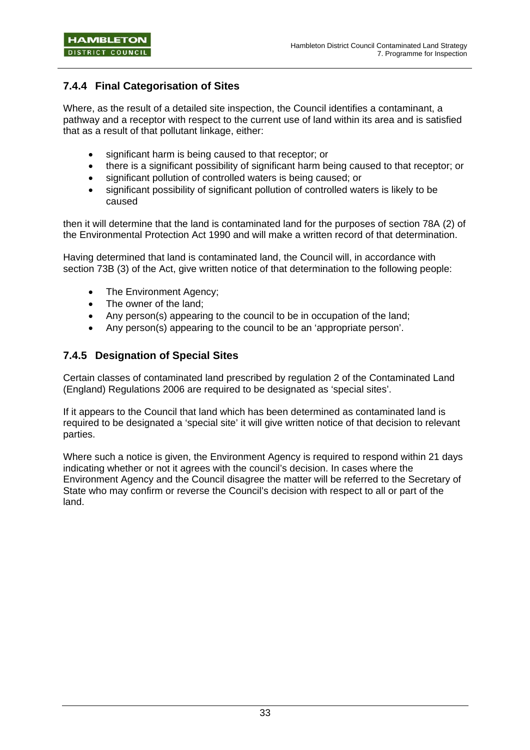### 7.4.4 Final Categorisation of Sites

Where, as the result of a detailed site inspection, the Council identifies a contaminant, a pathway and a receptor with respect to the current use of land within its area and is satisfied that as a result of that pollutant linkage, either:

- significant harm is being caused to that receptor; or
- there is a significant possibility of significant harm being caused to that receptor; or
- significant pollution of controlled waters is being caused; or
- significant possibility of significant pollution of controlled waters is likely to be caused

then it will determine that the land is contaminated land for the purposes of section 78A (2) of the Environmental Protection Act 1990 and will make a written record of that determination.

Having determined that land is contaminated land, the Council will, in accordance with section 73B (3) of the Act, give written notice of that determination to the following people:

- The Environment Agency;
- The owner of the land;
- Any person(s) appearing to the council to be in occupation of the land;
- Any person(s) appearing to the council to be an 'appropriate person'.

### 7.4.5 Designation of Special Sites

Certain classes of contaminated land prescribed by regulation 2 of the Contaminated Land (England) Regulations 2006 are required to be designated as 'special sites'.

If it appears to the Council that land which has been determined as contaminated land is required to be designated a 'special site' it will give written notice of that decision to relevant parties.

Where such a notice is given, the Environment Agency is required to respond within 21 days indicating whether or not it agrees with the council's decision. In cases where the Environment Agency and the Council disagree the matter will be referred to the Secretary of State who may confirm or reverse the Council's decision with respect to all or part of the land.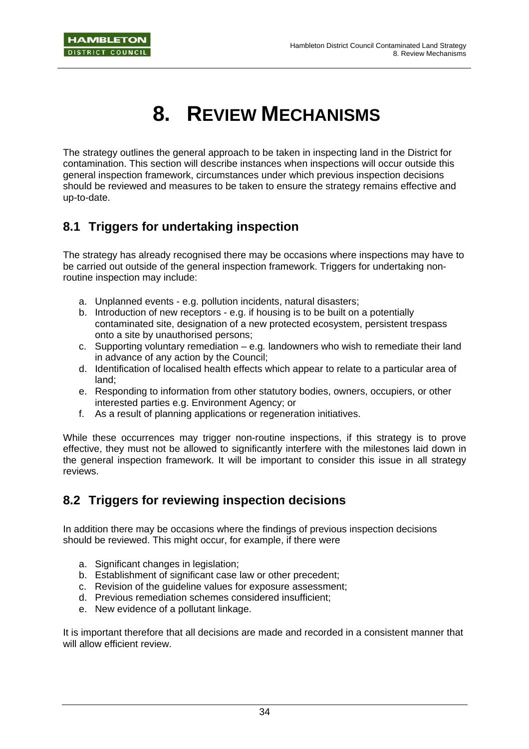# 8. REVIEW MECHANISMS

The strategy outlines the general approach to be taken in inspecting land in the District for contamination. This section will describe instances when inspections will occur outside this general inspection framework, circumstances under which previous inspection decisions should be reviewed and measures to be taken to ensure the strategy remains effective and up-to-date.

## 8.1 Triggers for undertaking inspection

The strategy has already recognised there may be occasions where inspections may have to be carried out outside of the general inspection framework. Triggers for undertaking non-routine inspection may include:

a. Unplanned events - e.g. pollution incidents, natural disasters;
b. Introduction of new receptors - e.g. if housing is to be built on a potentially contaminated site, designation of a new protected ecosystem, persistent trespass onto a site by unauthorised persons;
c. Supporting voluntary remediation – e.g. landowners who wish to remediate their land in advance of any action by the Council;
d. Identification of localised health effects which appear to relate to a particular area of land;
e. Responding to information from other statutory bodies, owners, occupiers, or other interested parties e.g. Environment Agency; or
f. As a result of planning applications or regeneration initiatives.

While these occurrences may trigger non-routine inspections, if this strategy is to prove effective, they must not be allowed to significantly interfere with the milestones laid down in the general inspection framework. It will be important to consider this issue in all strategy reviews.

## 8.2 Triggers for reviewing inspection decisions

In addition there may be occasions where the findings of previous inspection decisions should be reviewed. This might occur, for example, if there were

a. Significant changes in legislation;
b. Establishment of significant case law or other precedent;
c. Revision of the guideline values for exposure assessment;
d. Previous remediation schemes considered insufficient;
e. New evidence of a pollutant linkage.

It is important therefore that all decisions are made and recorded in a consistent manner that will allow efficient review.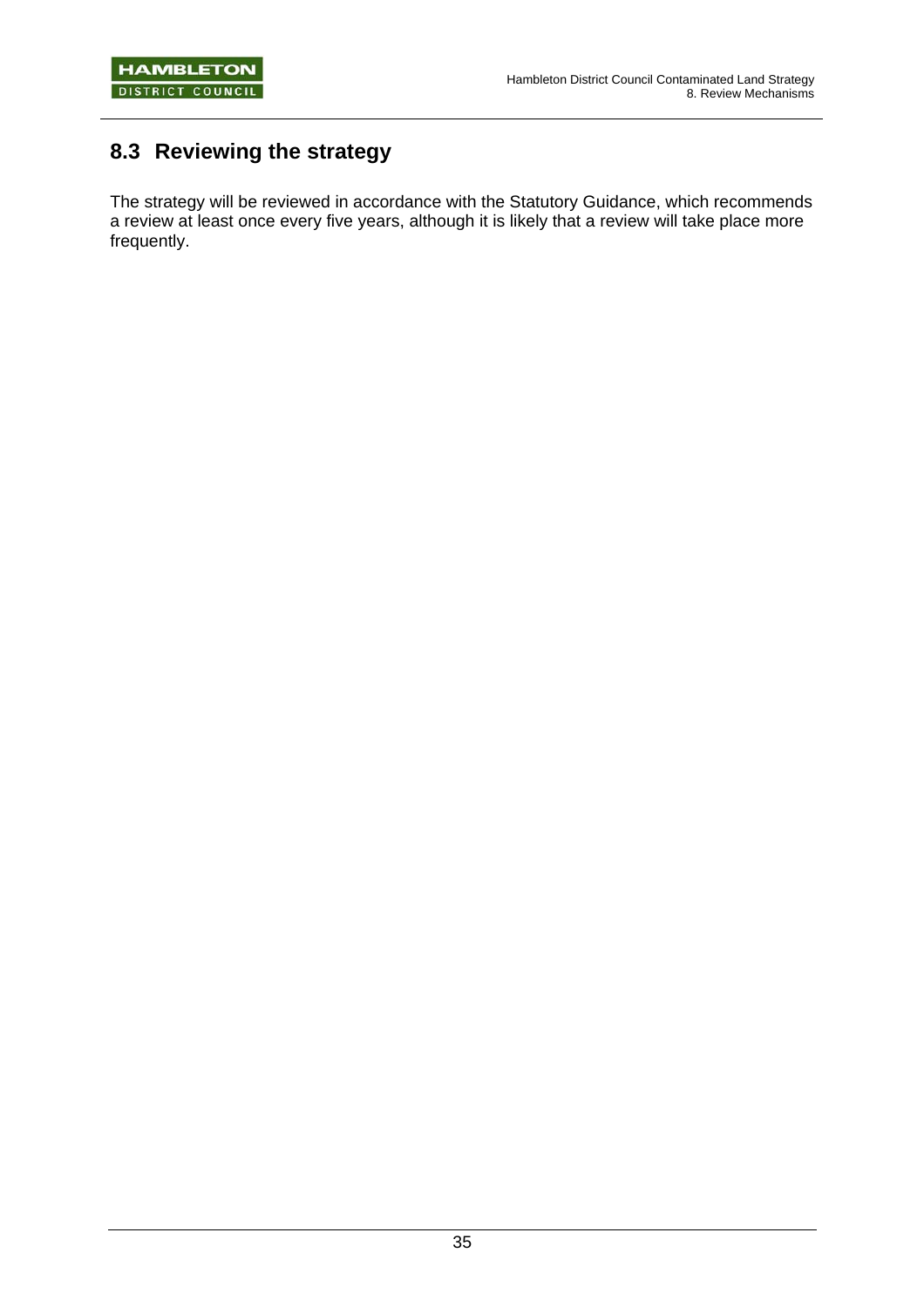## 8.3 Reviewing the strategy

The strategy will be reviewed in accordance with the Statutory Guidance, which recommends a review at least once every five years, although it is likely that a review will take place more frequently.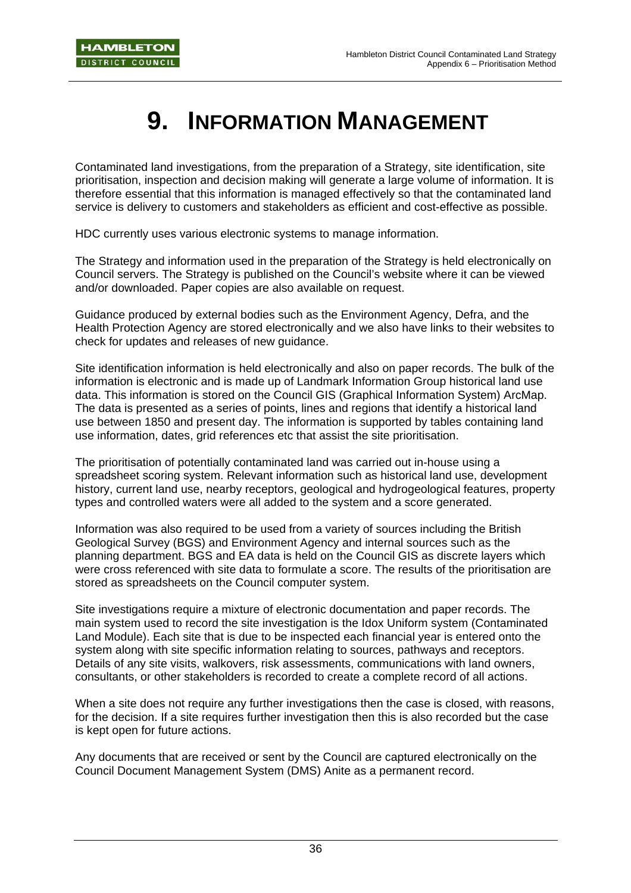# 9. INFORMATION MANAGEMENT

Contaminated land investigations, from the preparation of a Strategy, site identification, site prioritisation, inspection and decision making will generate a large volume of information. It is therefore essential that this information is managed effectively so that the contaminated land service is delivery to customers and stakeholders as efficient and cost-effective as possible.

HDC currently uses various electronic systems to manage information.

The Strategy and information used in the preparation of the Strategy is held electronically on Council servers. The Strategy is published on the Council's website where it can be viewed and/or downloaded. Paper copies are also available on request.

Guidance produced by external bodies such as the Environment Agency, Defra, and the Health Protection Agency are stored electronically and we also have links to their websites to check for updates and releases of new guidance.

Site identification information is held electronically and also on paper records. The bulk of the information is electronic and is made up of Landmark Information Group historical land use data. This information is stored on the Council GIS (Graphical Information System) ArcMap. The data is presented as a series of points, lines and regions that identify a historical land use between 1850 and present day. The information is supported by tables containing land use information, dates, grid references etc that assist the site prioritisation.

The prioritisation of potentially contaminated land was carried out in-house using a spreadsheet scoring system. Relevant information such as historical land use, development history, current land use, nearby receptors, geological and hydrogeological features, property types and controlled waters were all added to the system and a score generated.

Information was also required to be used from a variety of sources including the British Geological Survey (BGS) and Environment Agency and internal sources such as the planning department. BGS and EA data is held on the Council GIS as discrete layers which were cross referenced with site data to formulate a score. The results of the prioritisation are stored as spreadsheets on the Council computer system.

Site investigations require a mixture of electronic documentation and paper records. The main system used to record the site investigation is the Idox Uniform system (Contaminated Land Module). Each site that is due to be inspected each financial year is entered onto the system along with site specific information relating to sources, pathways and receptors. Details of any site visits, walkovers, risk assessments, communications with land owners, consultants, or other stakeholders is recorded to create a complete record of all actions.

When a site does not require any further investigations then the case is closed, with reasons, for the decision. If a site requires further investigation then this is also recorded but the case is kept open for future actions.

Any documents that are received or sent by the Council are captured electronically on the Council Document Management System (DMS) Anite as a permanent record.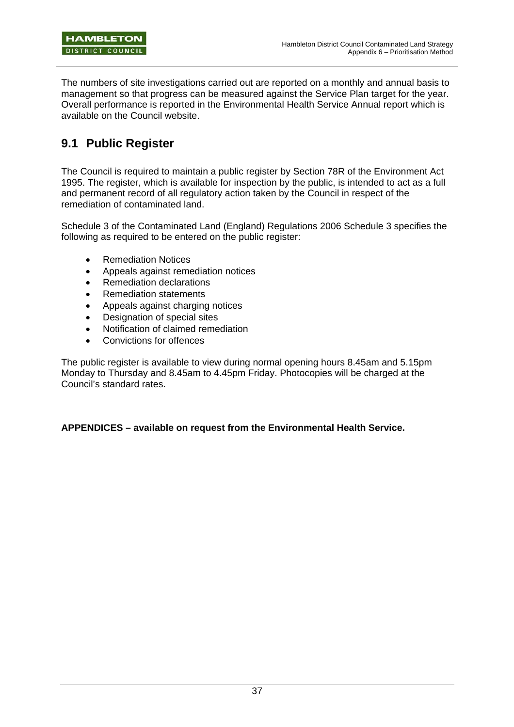The numbers of site investigations carried out are reported on a monthly and annual basis to management so that progress can be measured against the Service Plan target for the year. Overall performance is reported in the Environmental Health Service Annual report which is available on the Council website.

## 9.1 Public Register

The Council is required to maintain a public register by Section 78R of the Environment Act 1995. The register, which is available for inspection by the public, is intended to act as a full and permanent record of all regulatory action taken by the Council in respect of the remediation of contaminated land.

Schedule 3 of the Contaminated Land (England) Regulations 2006 Schedule 3 specifies the following as required to be entered on the public register:

- Remediation Notices
- Appeals against remediation notices
- Remediation declarations
- Remediation statements
- Appeals against charging notices
- Designation of special sites
- Notification of claimed remediation
- Convictions for offences

The public register is available to view during normal opening hours 8.45am and 5.15pm Monday to Thursday and 8.45am to 4.45pm Friday. Photocopies will be charged at the Council's standard rates.

**APPENDICES – available on request from the Environmental Health Service.**